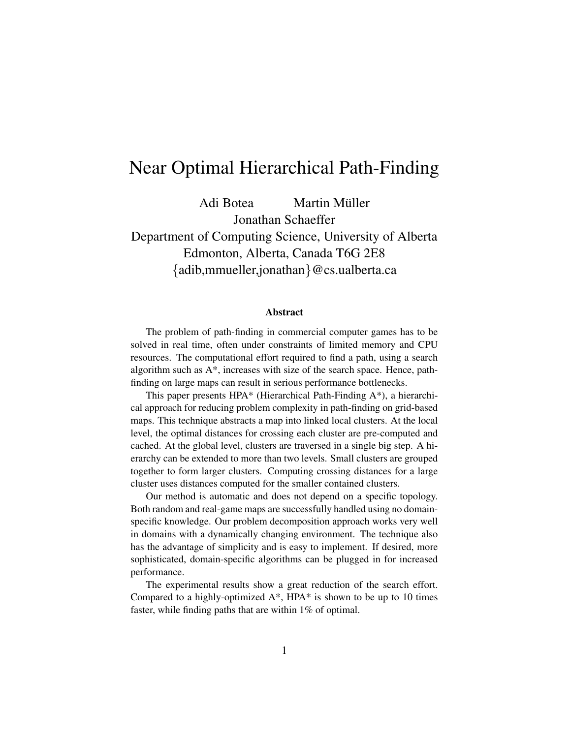# Near Optimal Hierarchical Path-Finding

Adi Botea    Martin Müller

Jonathan Schaeffer

Department of Computing Science, University of Alberta

Edmonton, Alberta, Canada T6G 2E8

{adib,mmueller,jonathan}@cs.ualberta.ca

### Abstract

The problem of path-finding in commercial computer games has to be solved in real time, often under constraints of limited memory and CPU resources. The computational effort required to find a path, using a search algorithm such as A*, increases with size of the search space. Hence, path-finding on large maps can result in serious performance bottlenecks.

This paper presents HPA* (Hierarchical Path-Finding A*), a hierarchical approach for reducing problem complexity in path-finding on grid-based maps. This technique abstracts a map into linked local clusters. At the local level, the optimal distances for crossing each cluster are pre-computed and cached. At the global level, clusters are traversed in a single big step. A hierarchy can be extended to more than two levels. Small clusters are grouped together to form larger clusters. Computing crossing distances for a large cluster uses distances computed for the smaller contained clusters.

Our method is automatic and does not depend on a specific topology. Both random and real-game maps are successfully handled using no domain-specific knowledge. Our problem decomposition approach works very well in domains with a dynamically changing environment. The technique also has the advantage of simplicity and is easy to implement. If desired, more sophisticated, domain-specific algorithms can be plugged in for increased performance.

The experimental results show a great reduction of the search effort. Compared to a highly-optimized A*, HPA* is shown to be up to 10 times faster, while finding paths that are within 1% of optimal.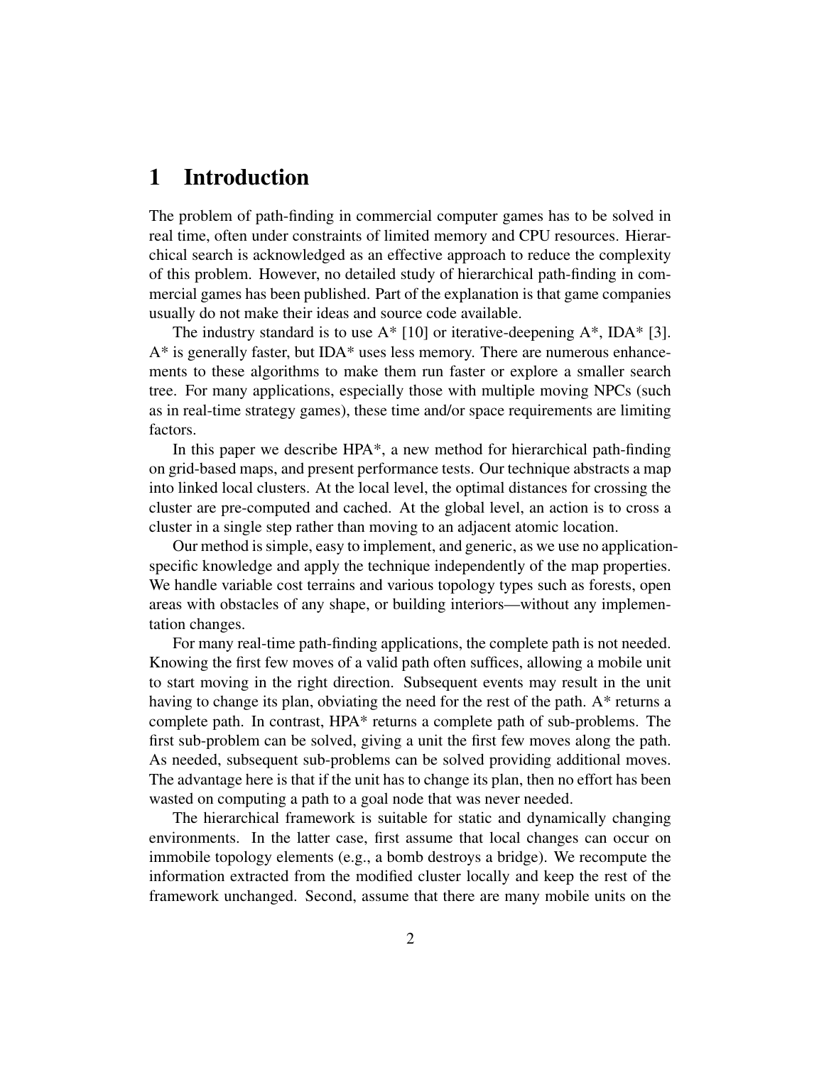# 1 Introduction

The problem of path-finding in commercial computer games has to be solved in real time, often under constraints of limited memory and CPU resources. Hierarchical search is acknowledged as an effective approach to reduce the complexity of this problem. However, no detailed study of hierarchical path-finding in commercial games has been published. Part of the explanation is that game companies usually do not make their ideas and source code available.

The industry standard is to use A* [10] or iterative-deepening A*, IDA* [3]. A* is generally faster, but IDA* uses less memory. There are numerous enhancements to these algorithms to make them run faster or explore a smaller search tree. For many applications, especially those with multiple moving NPCs (such as in real-time strategy games), these time and/or space requirements are limiting factors.

In this paper we describe HPA*, a new method for hierarchical path-finding on grid-based maps, and present performance tests. Our technique abstracts a map into linked local clusters. At the local level, the optimal distances for crossing the cluster are pre-computed and cached. At the global level, an action is to cross a cluster in a single step rather than moving to an adjacent atomic location.

Our method is simple, easy to implement, and generic, as we use no application-specific knowledge and apply the technique independently of the map properties. We handle variable cost terrains and various topology types such as forests, open areas with obstacles of any shape, or building interiors—without any implementation changes.

For many real-time path-finding applications, the complete path is not needed. Knowing the first few moves of a valid path often suffices, allowing a mobile unit to start moving in the right direction. Subsequent events may result in the unit having to change its plan, obviating the need for the rest of the path. A* returns a complete path. In contrast, HPA* returns a complete path of sub-problems. The first sub-problem can be solved, giving a unit the first few moves along the path. As needed, subsequent sub-problems can be solved providing additional moves. The advantage here is that if the unit has to change its plan, then no effort has been wasted on computing a path to a goal node that was never needed.

The hierarchical framework is suitable for static and dynamically changing environments. In the latter case, first assume that local changes can occur on immobile topology elements (e.g., a bomb destroys a bridge). We recompute the information extracted from the modified cluster locally and keep the rest of the framework unchanged. Second, assume that there are many mobile units on the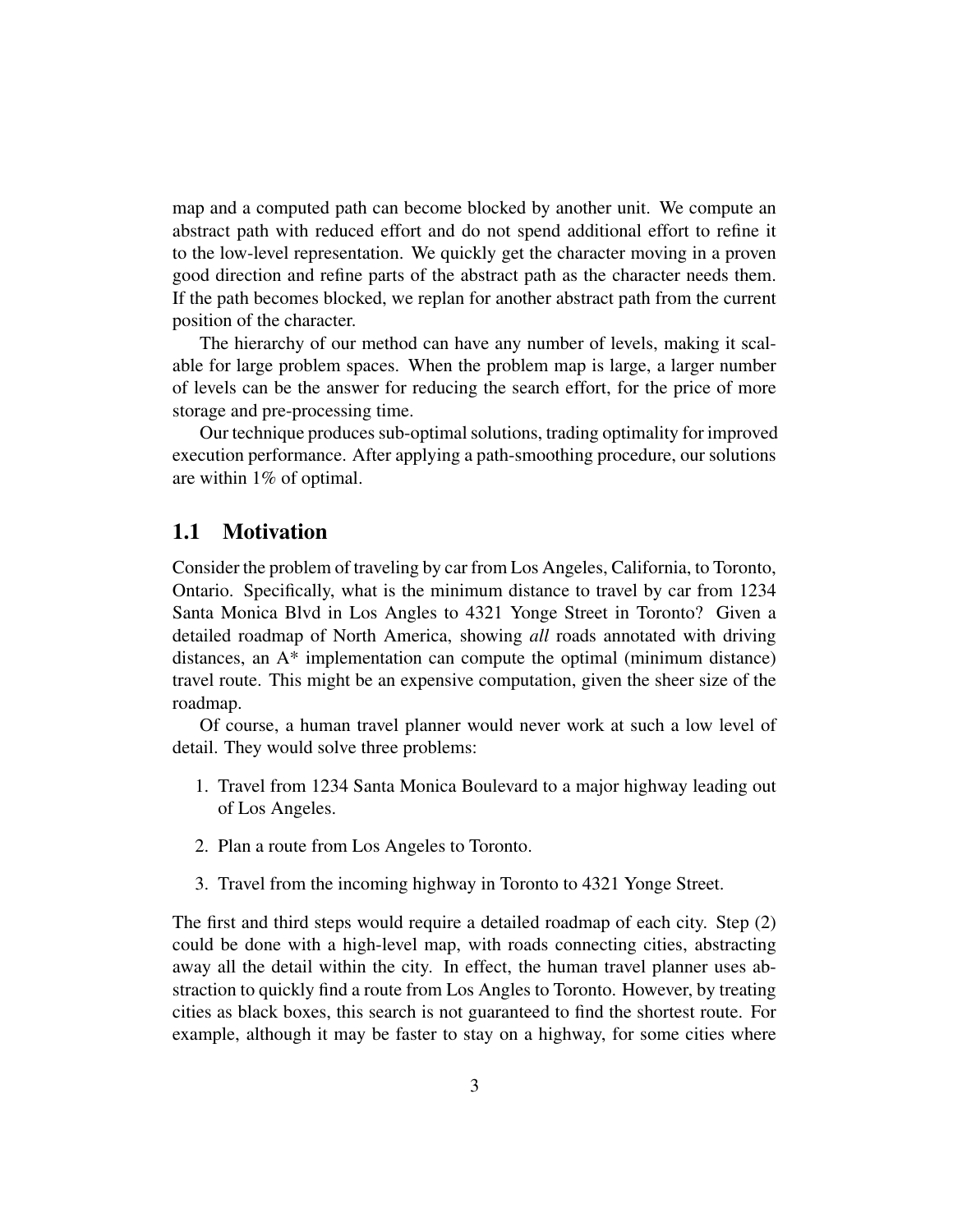map and a computed path can become blocked by another unit. We compute an abstract path with reduced effort and do not spend additional effort to refine it to the low-level representation. We quickly get the character moving in a proven good direction and refine parts of the abstract path as the character needs them. If the path becomes blocked, we replan for another abstract path from the current position of the character.

The hierarchy of our method can have any number of levels, making it scalable for large problem spaces. When the problem map is large, a larger number of levels can be the answer for reducing the search effort, for the price of more storage and pre-processing time.

Our technique produces sub-optimal solutions, trading optimality for improved execution performance. After applying a path-smoothing procedure, our solutions are within 1% of optimal.

## 1.1 Motivation

Consider the problem of traveling by car from Los Angeles, California, to Toronto, Ontario. Specifically, what is the minimum distance to travel by car from 1234 Santa Monica Blvd in Los Angles to 4321 Yonge Street in Toronto? Given a detailed roadmap of North America, showing *all* roads annotated with driving distances, an A* implementation can compute the optimal (minimum distance) travel route. This might be an expensive computation, given the sheer size of the roadmap.

Of course, a human travel planner would never work at such a low level of detail. They would solve three problems:

1. Travel from 1234 Santa Monica Boulevard to a major highway leading out of Los Angeles.
2. Plan a route from Los Angeles to Toronto.
3. Travel from the incoming highway in Toronto to 4321 Yonge Street.

The first and third steps would require a detailed roadmap of each city. Step (2) could be done with a high-level map, with roads connecting cities, abstracting away all the detail within the city. In effect, the human travel planner uses abstraction to quickly find a route from Los Angles to Toronto. However, by treating cities as black boxes, this search is not guaranteed to find the shortest route. For example, although it may be faster to stay on a highway, for some cities where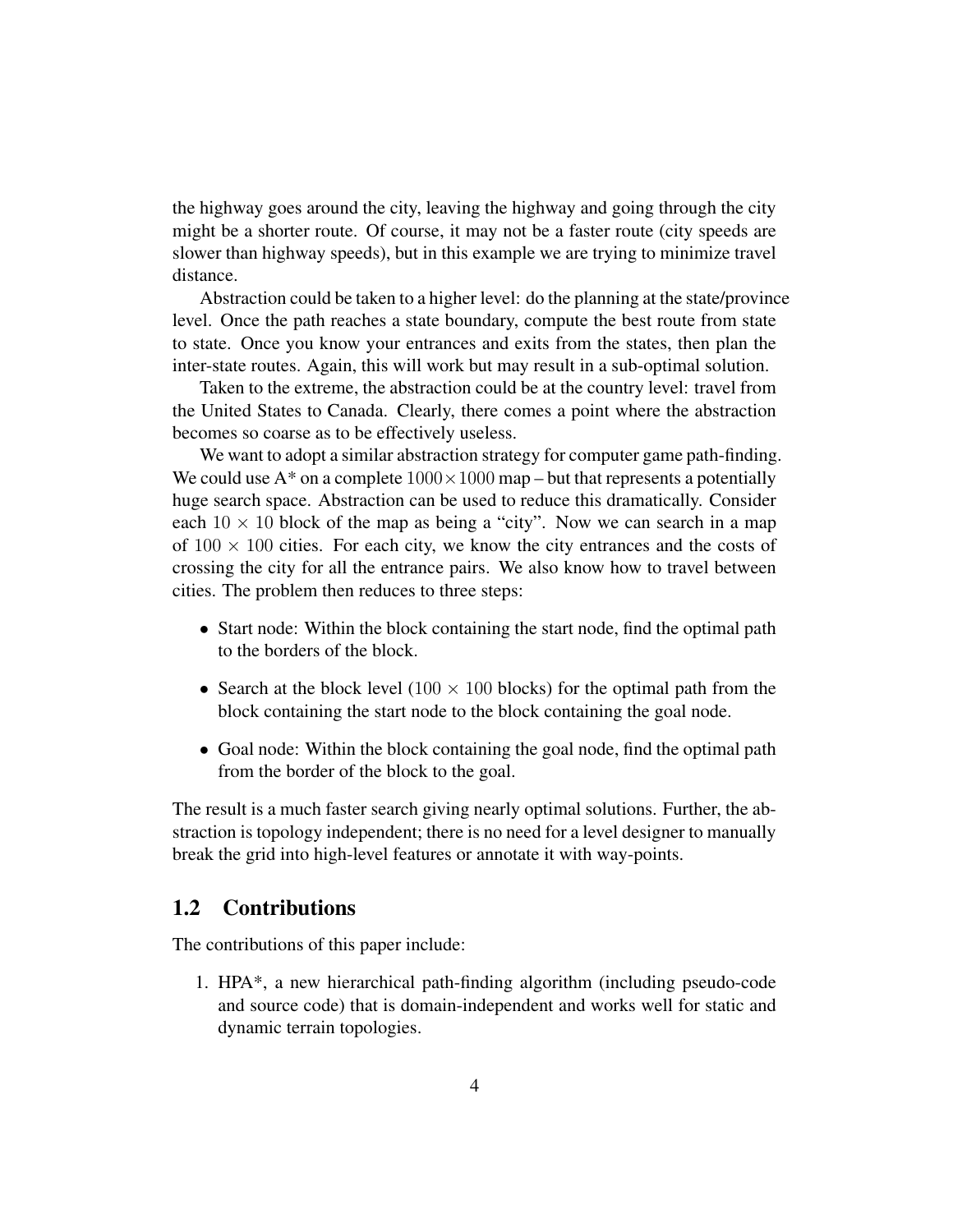the highway goes around the city, leaving the highway and going through the city might be a shorter route. Of course, it may not be a faster route (city speeds are slower than highway speeds), but in this example we are trying to minimize travel distance.

Abstraction could be taken to a higher level: do the planning at the state/province level. Once the path reaches a state boundary, compute the best route from state to state. Once you know your entrances and exits from the states, then plan the inter-state routes. Again, this will work but may result in a sub-optimal solution.

Taken to the extreme, the abstraction could be at the country level: travel from the United States to Canada. Clearly, there comes a point where the abstraction becomes so coarse as to be effectively useless.

We want to adopt a similar abstraction strategy for computer game path-finding. We could use A* on a complete $1000 \times 1000$ map – but that represents a potentially huge search space. Abstraction can be used to reduce this dramatically. Consider each $10 \times 10$ block of the map as being a "city". Now we can search in a map of $100 \times 100$ cities. For each city, we know the city entrances and the costs of crossing the city for all the entrance pairs. We also know how to travel between cities. The problem then reduces to three steps:

- Start node: Within the block containing the start node, find the optimal path to the borders of the block.
- Search at the block level ($100 \times 100$ blocks) for the optimal path from the block containing the start node to the block containing the goal node.
- Goal node: Within the block containing the goal node, find the optimal path from the border of the block to the goal.

The result is a much faster search giving nearly optimal solutions. Further, the abstraction is topology independent; there is no need for a level designer to manually break the grid into high-level features or annotate it with way-points.

## 1.2 Contributions

The contributions of this paper include:

1. HPA*, a new hierarchical path-finding algorithm (including pseudo-code and source code) that is domain-independent and works well for static and dynamic terrain topologies.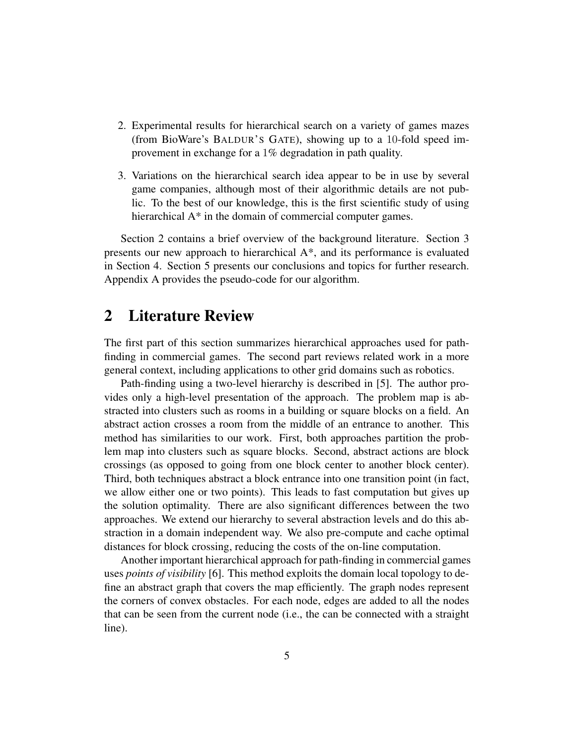2. Experimental results for hierarchical search on a variety of games mazes (from BioWare's BALDUR'S GATE), showing up to a 10-fold speed improvement in exchange for a 1% degradation in path quality.

3. Variations on the hierarchical search idea appear to be in use by several game companies, although most of their algorithmic details are not public. To the best of our knowledge, this is the first scientific study of using hierarchical A* in the domain of commercial computer games.

Section 2 contains a brief overview of the background literature. Section 3 presents our new approach to hierarchical A*, and its performance is evaluated in Section 4. Section 5 presents our conclusions and topics for further research. Appendix A provides the pseudo-code for our algorithm.

## 2 Literature Review

The first part of this section summarizes hierarchical approaches used for path-finding in commercial games. The second part reviews related work in a more general context, including applications to other grid domains such as robotics.

Path-finding using a two-level hierarchy is described in [5]. The author provides only a high-level presentation of the approach. The problem map is abstracted into clusters such as rooms in a building or square blocks on a field. An abstract action crosses a room from the middle of an entrance to another. This method has similarities to our work. First, both approaches partition the problem map into clusters such as square blocks. Second, abstract actions are block crossings (as opposed to going from one block center to another block center). Third, both techniques abstract a block entrance into one transition point (in fact, we allow either one or two points). This leads to fast computation but gives up the solution optimality. There are also significant differences between the two approaches. We extend our hierarchy to several abstraction levels and do this abstraction in a domain independent way. We also pre-compute and cache optimal distances for block crossing, reducing the costs of the on-line computation.

Another important hierarchical approach for path-finding in commercial games uses *points of visibility* [6]. This method exploits the domain local topology to define an abstract graph that covers the map efficiently. The graph nodes represent the corners of convex obstacles. For each node, edges are added to all the nodes that can be seen from the current node (i.e., the can be connected with a straight line).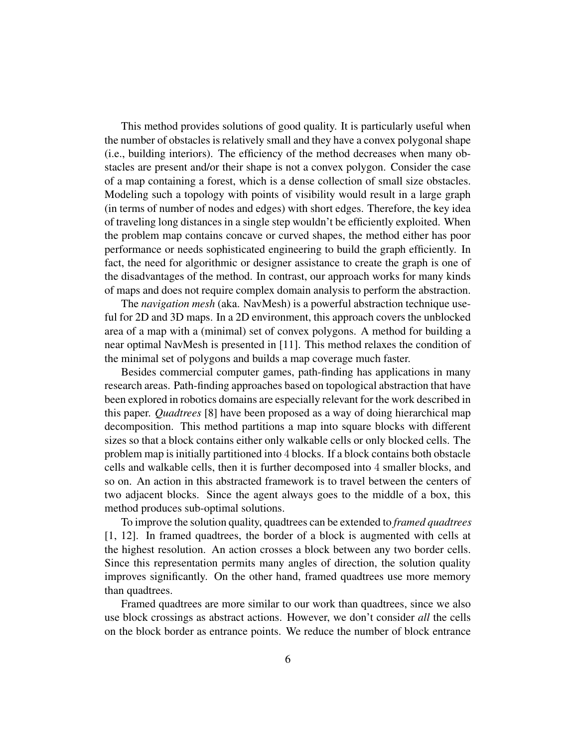This method provides solutions of good quality. It is particularly useful when the number of obstacles is relatively small and they have a convex polygonal shape (i.e., building interiors). The efficiency of the method decreases when many obstacles are present and/or their shape is not a convex polygon. Consider the case of a map containing a forest, which is a dense collection of small size obstacles. Modeling such a topology with points of visibility would result in a large graph (in terms of number of nodes and edges) with short edges. Therefore, the key idea of traveling long distances in a single step wouldn't be efficiently exploited. When the problem map contains concave or curved shapes, the method either has poor performance or needs sophisticated engineering to build the graph efficiently. In fact, the need for algorithmic or designer assistance to create the graph is one of the disadvantages of the method. In contrast, our approach works for many kinds of maps and does not require complex domain analysis to perform the abstraction.

The *navigation mesh* (aka. NavMesh) is a powerful abstraction technique useful for 2D and 3D maps. In a 2D environment, this approach covers the unblocked area of a map with a (minimal) set of convex polygons. A method for building a near optimal NavMesh is presented in [11]. This method relaxes the condition of the minimal set of polygons and builds a map coverage much faster.

Besides commercial computer games, path-finding has applications in many research areas. Path-finding approaches based on topological abstraction that have been explored in robotics domains are especially relevant for the work described in this paper. *Quadtrees* [8] have been proposed as a way of doing hierarchical map decomposition. This method partitions a map into square blocks with different sizes so that a block contains either only walkable cells or only blocked cells. The problem map is initially partitioned into 4 blocks. If a block contains both obstacle cells and walkable cells, then it is further decomposed into 4 smaller blocks, and so on. An action in this abstracted framework is to travel between the centers of two adjacent blocks. Since the agent always goes to the middle of a box, this method produces sub-optimal solutions.

To improve the solution quality, quadtrees can be extended to *framed quadtrees* [1, 12]. In framed quadtrees, the border of a block is augmented with cells at the highest resolution. An action crosses a block between any two border cells. Since this representation permits many angles of direction, the solution quality improves significantly. On the other hand, framed quadtrees use more memory than quadtrees.

Framed quadtrees are more similar to our work than quadtrees, since we also use block crossings as abstract actions. However, we don't consider *all* the cells on the block border as entrance points. We reduce the number of block entrance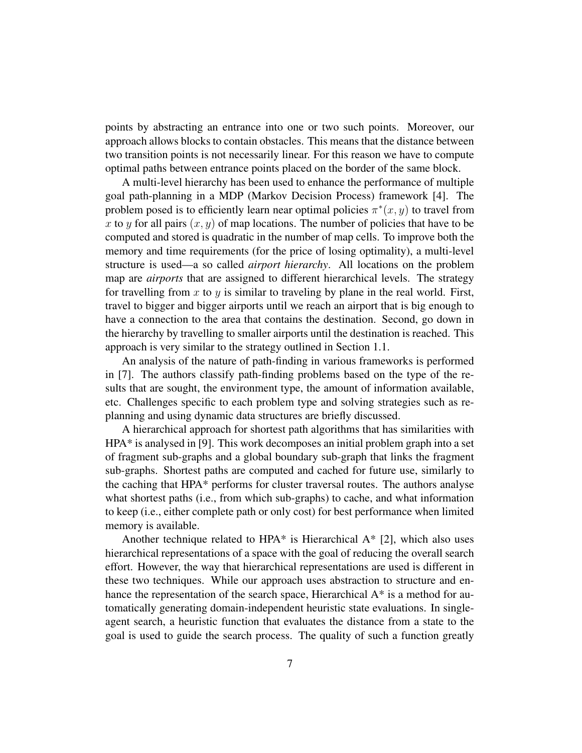points by abstracting an entrance into one or two such points. Moreover, our approach allows blocks to contain obstacles. This means that the distance between two transition points is not necessarily linear. For this reason we have to compute optimal paths between entrance points placed on the border of the same block.

A multi-level hierarchy has been used to enhance the performance of multiple goal path-planning in a MDP (Markov Decision Process) framework [4]. The problem posed is to efficiently learn near optimal policies $\pi^*(x, y)$ to travel from $x$ to $y$ for all pairs $(x, y)$ of map locations. The number of policies that have to be computed and stored is quadratic in the number of map cells. To improve both the memory and time requirements (for the price of losing optimality), a multi-level structure is used—a so called *airport hierarchy*. All locations on the problem map are *airports* that are assigned to different hierarchical levels. The strategy for travelling from $x$ to $y$ is similar to traveling by plane in the real world. First, travel to bigger and bigger airports until we reach an airport that is big enough to have a connection to the area that contains the destination. Second, go down in the hierarchy by travelling to smaller airports until the destination is reached. This approach is very similar to the strategy outlined in Section 1.1.

An analysis of the nature of path-finding in various frameworks is performed in [7]. The authors classify path-finding problems based on the type of the results that are sought, the environment type, the amount of information available, etc. Challenges specific to each problem type and solving strategies such as re-planning and using dynamic data structures are briefly discussed.

A hierarchical approach for shortest path algorithms that has similarities with HPA* is analysed in [9]. This work decomposes an initial problem graph into a set of fragment sub-graphs and a global boundary sub-graph that links the fragment sub-graphs. Shortest paths are computed and cached for future use, similarly to the caching that HPA* performs for cluster traversal routes. The authors analyse what shortest paths (i.e., from which sub-graphs) to cache, and what information to keep (i.e., either complete path or only cost) for best performance when limited memory is available.

Another technique related to HPA* is Hierarchical A* [2], which also uses hierarchical representations of a space with the goal of reducing the overall search effort. However, the way that hierarchical representations are used is different in these two techniques. While our approach uses abstraction to structure and enhance the representation of the search space, Hierarchical A* is a method for automatically generating domain-independent heuristic state evaluations. In single-agent search, a heuristic function that evaluates the distance from a state to the goal is used to guide the search process. The quality of such a function greatly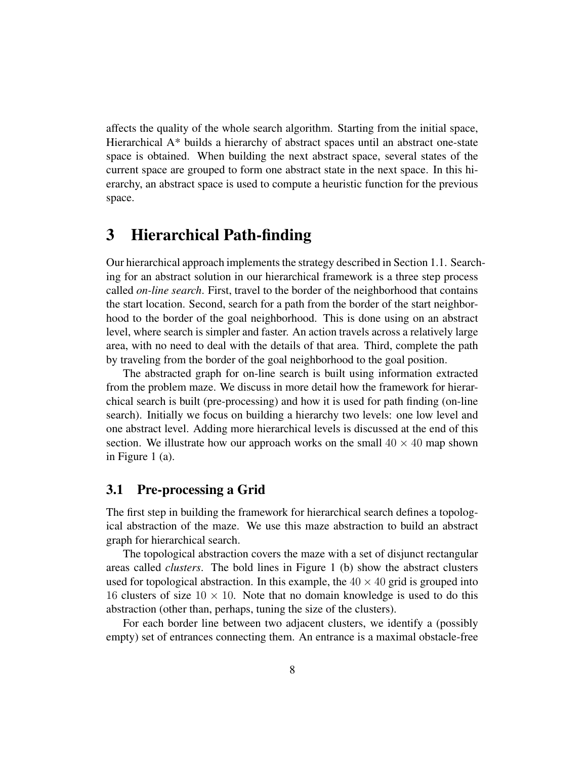affects the quality of the whole search algorithm. Starting from the initial space, Hierarchical A* builds a hierarchy of abstract spaces until an abstract one-state space is obtained. When building the next abstract space, several states of the current space are grouped to form one abstract state in the next space. In this hierarchy, an abstract space is used to compute a heuristic function for the previous space.

# 3 Hierarchical Path-finding

Our hierarchical approach implements the strategy described in Section 1.1. Searching for an abstract solution in our hierarchical framework is a three step process called *on-line search*. First, travel to the border of the neighborhood that contains the start location. Second, search for a path from the border of the start neighborhood to the border of the goal neighborhood. This is done using on an abstract level, where search is simpler and faster. An action travels across a relatively large area, with no need to deal with the details of that area. Third, complete the path by traveling from the border of the goal neighborhood to the goal position.

The abstracted graph for on-line search is built using information extracted from the problem maze. We discuss in more detail how the framework for hierarchical search is built (pre-processing) and how it is used for path finding (on-line search). Initially we focus on building a hierarchy two levels: one low level and one abstract level. Adding more hierarchical levels is discussed at the end of this section. We illustrate how our approach works on the small $40 \times 40$ map shown in Figure 1 (a).

## 3.1 Pre-processing a Grid

The first step in building the framework for hierarchical search defines a topological abstraction of the maze. We use this maze abstraction to build an abstract graph for hierarchical search.

The topological abstraction covers the maze with a set of disjunct rectangular areas called *clusters*. The bold lines in Figure 1 (b) show the abstract clusters used for topological abstraction. In this example, the $40 \times 40$ grid is grouped into $16$ clusters of size $10 \times 10$. Note that no domain knowledge is used to do this abstraction (other than, perhaps, tuning the size of the clusters).

For each border line between two adjacent clusters, we identify a (possibly empty) set of entrances connecting them. An entrance is a maximal obstacle-free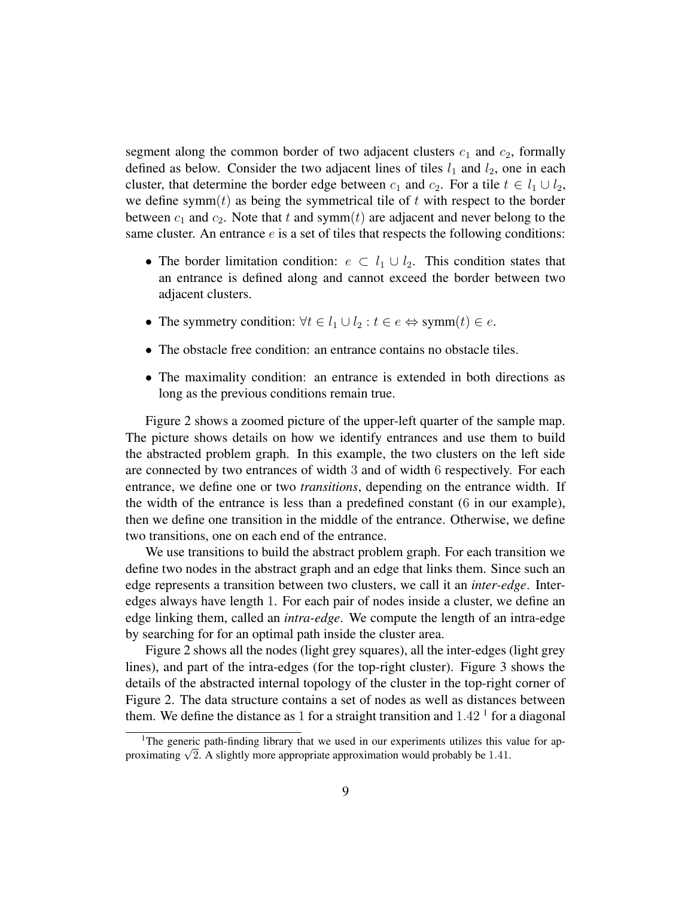segment along the common border of two adjacent clusters $c_1$ and $c_2$, formally defined as below. Consider the two adjacent lines of tiles $l_1$ and $l_2$, one in each cluster, that determine the border edge between $c_1$ and $c_2$. For a tile $t \in l_1 \cup l_2$, we define $\text{symm}(t)$ as being the symmetrical tile of $t$ with respect to the border between $c_1$ and $c_2$. Note that $t$ and $\text{symm}(t)$ are adjacent and never belong to the same cluster. An entrance $e$ is a set of tiles that respects the following conditions:

- The border limitation condition: $e \subset l_1 \cup l_2$. This condition states that an entrance is defined along and cannot exceed the border between two adjacent clusters.
- The symmetry condition: $\forall t \in l_1 \cup l_2 : t \in e \Leftrightarrow \text{symm}(t) \in e$.
- The obstacle free condition: an entrance contains no obstacle tiles.
- The maximality condition: an entrance is extended in both directions as long as the previous conditions remain true.

Figure 2 shows a zoomed picture of the upper-left quarter of the sample map. The picture shows details on how we identify entrances and use them to build the abstracted problem graph. In this example, the two clusters on the left side are connected by two entrances of width 3 and of width 6 respectively. For each entrance, we define one or two *transitions*, depending on the entrance width. If the width of the entrance is less than a predefined constant (6 in our example), then we define one transition in the middle of the entrance. Otherwise, we define two transitions, one on each end of the entrance.

We use transitions to build the abstract problem graph. For each transition we define two nodes in the abstract graph and an edge that links them. Since such an edge represents a transition between two clusters, we call it an *inter-edge*. Inter-edges always have length 1. For each pair of nodes inside a cluster, we define an edge linking them, called an *intra-edge*. We compute the length of an intra-edge by searching for for an optimal path inside the cluster area.

Figure 2 shows all the nodes (light grey squares), all the inter-edges (light grey lines), and part of the intra-edges (for the top-right cluster). Figure 3 shows the details of the abstracted internal topology of the cluster in the top-right corner of Figure 2. The data structure contains a set of nodes as well as distances between them. We define the distance as 1 for a straight transition and 1.42 [1] for a diagonal

[1] The generic path-finding library that we used in our experiments utilizes this value for approximating $\sqrt{2}$. A slightly more appropriate approximation would probably be 1.41.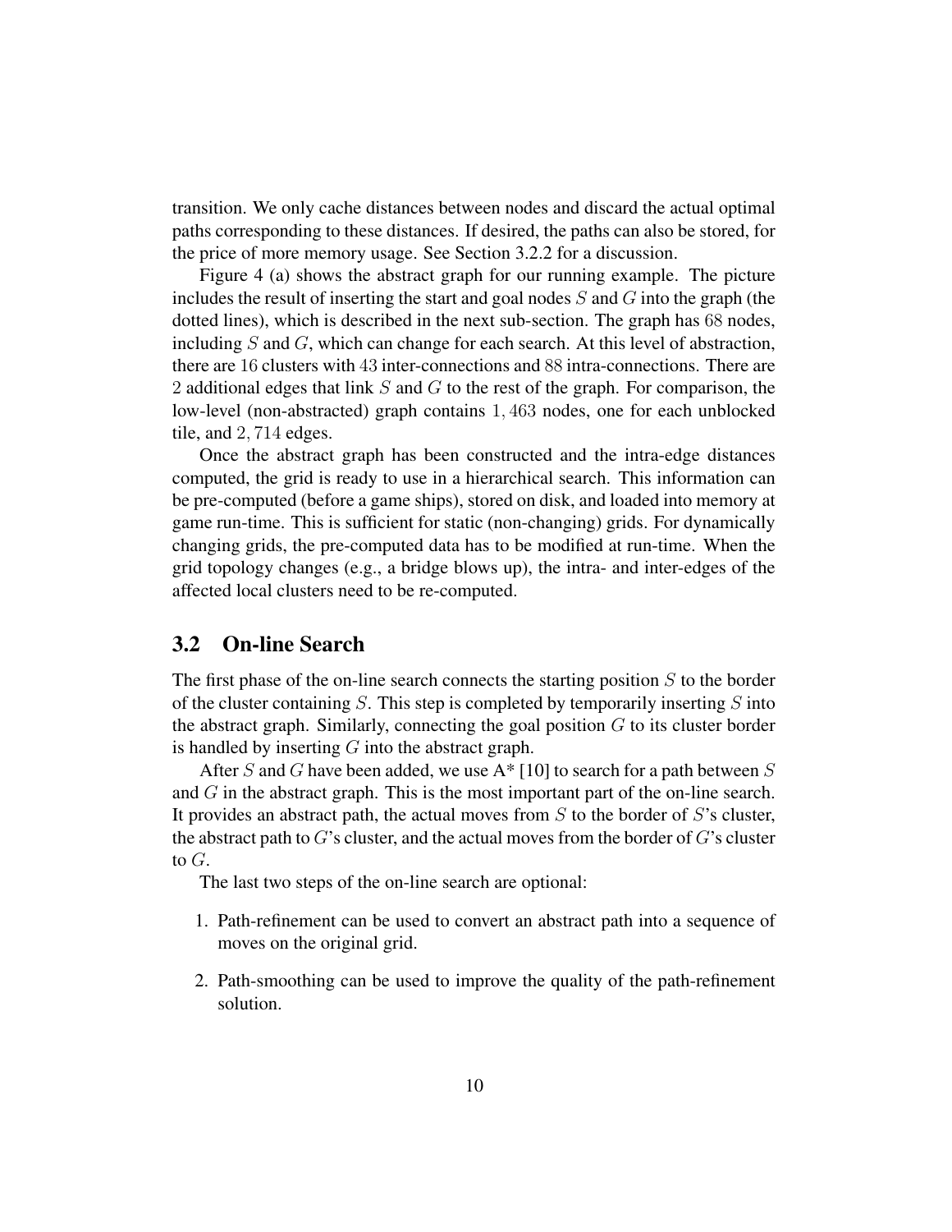transition. We only cache distances between nodes and discard the actual optimal paths corresponding to these distances. If desired, the paths can also be stored, for the price of more memory usage. See Section 3.2.2 for a discussion.

Figure 4 (a) shows the abstract graph for our running example. The picture includes the result of inserting the start and goal nodes $S$ and $G$ into the graph (the dotted lines), which is described in the next sub-section. The graph has $68$ nodes, including $S$ and $G$, which can change for each search. At this level of abstraction, there are $16$ clusters with $43$ inter-connections and $88$ intra-connections. There are $2$ additional edges that link $S$ and $G$ to the rest of the graph. For comparison, the low-level (non-abstracted) graph contains $1,463$ nodes, one for each unblocked tile, and $2,714$ edges.

Once the abstract graph has been constructed and the intra-edge distances computed, the grid is ready to use in a hierarchical search. This information can be pre-computed (before a game ships), stored on disk, and loaded into memory at game run-time. This is sufficient for static (non-changing) grids. For dynamically changing grids, the pre-computed data has to be modified at run-time. When the grid topology changes (e.g., a bridge blows up), the intra- and inter-edges of the affected local clusters need to be re-computed.

## 3.2 On-line Search

The first phase of the on-line search connects the starting position $S$ to the border of the cluster containing $S$. This step is completed by temporarily inserting $S$ into the abstract graph. Similarly, connecting the goal position $G$ to its cluster border is handled by inserting $G$ into the abstract graph.

After $S$ and $G$ have been added, we use A* [10] to search for a path between $S$ and $G$ in the abstract graph. This is the most important part of the on-line search. It provides an abstract path, the actual moves from $S$ to the border of $S$'s cluster, the abstract path to $G$'s cluster, and the actual moves from the border of $G$'s cluster to $G$.

The last two steps of the on-line search are optional:

1. Path-refinement can be used to convert an abstract path into a sequence of moves on the original grid.
2. Path-smoothing can be used to improve the quality of the path-refinement solution.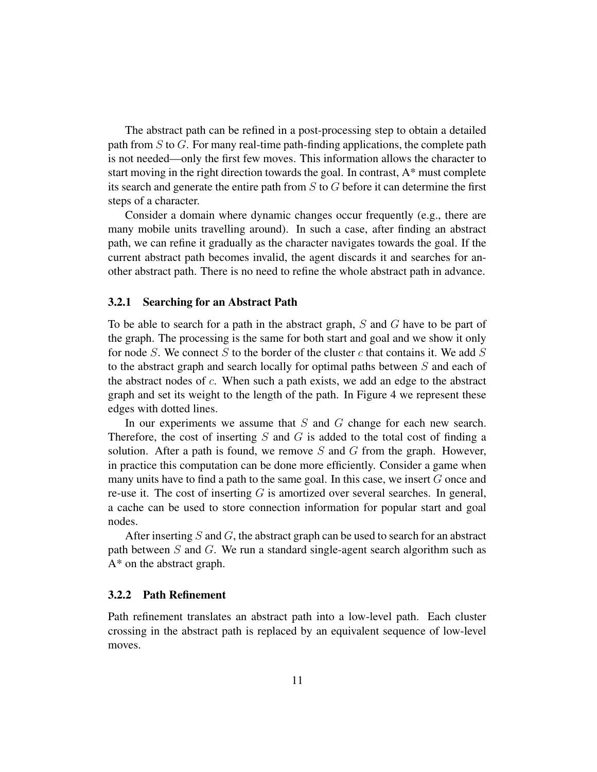The abstract path can be refined in a post-processing step to obtain a detailed path from $S$ to $G$. For many real-time path-finding applications, the complete path is not needed—only the first few moves. This information allows the character to start moving in the right direction towards the goal. In contrast, A* must complete its search and generate the entire path from $S$ to $G$ before it can determine the first steps of a character.

Consider a domain where dynamic changes occur frequently (e.g., there are many mobile units travelling around). In such a case, after finding an abstract path, we can refine it gradually as the character navigates towards the goal. If the current abstract path becomes invalid, the agent discards it and searches for another abstract path. There is no need to refine the whole abstract path in advance.

### 3.2.1 Searching for an Abstract Path

To be able to search for a path in the abstract graph, $S$ and $G$ have to be part of the graph. The processing is the same for both start and goal and we show it only for node $S$. We connect $S$ to the border of the cluster $c$ that contains it. We add $S$ to the abstract graph and search locally for optimal paths between $S$ and each of the abstract nodes of $c$. When such a path exists, we add an edge to the abstract graph and set its weight to the length of the path. In Figure 4 we represent these edges with dotted lines.

In our experiments we assume that $S$ and $G$ change for each new search. Therefore, the cost of inserting $S$ and $G$ is added to the total cost of finding a solution. After a path is found, we remove $S$ and $G$ from the graph. However, in practice this computation can be done more efficiently. Consider a game when many units have to find a path to the same goal. In this case, we insert $G$ once and re-use it. The cost of inserting $G$ is amortized over several searches. In general, a cache can be used to store connection information for popular start and goal nodes.

After inserting $S$ and $G$, the abstract graph can be used to search for an abstract path between $S$ and $G$. We run a standard single-agent search algorithm such as A* on the abstract graph.

### 3.2.2 Path Refinement

Path refinement translates an abstract path into a low-level path. Each cluster crossing in the abstract path is replaced by an equivalent sequence of low-level moves.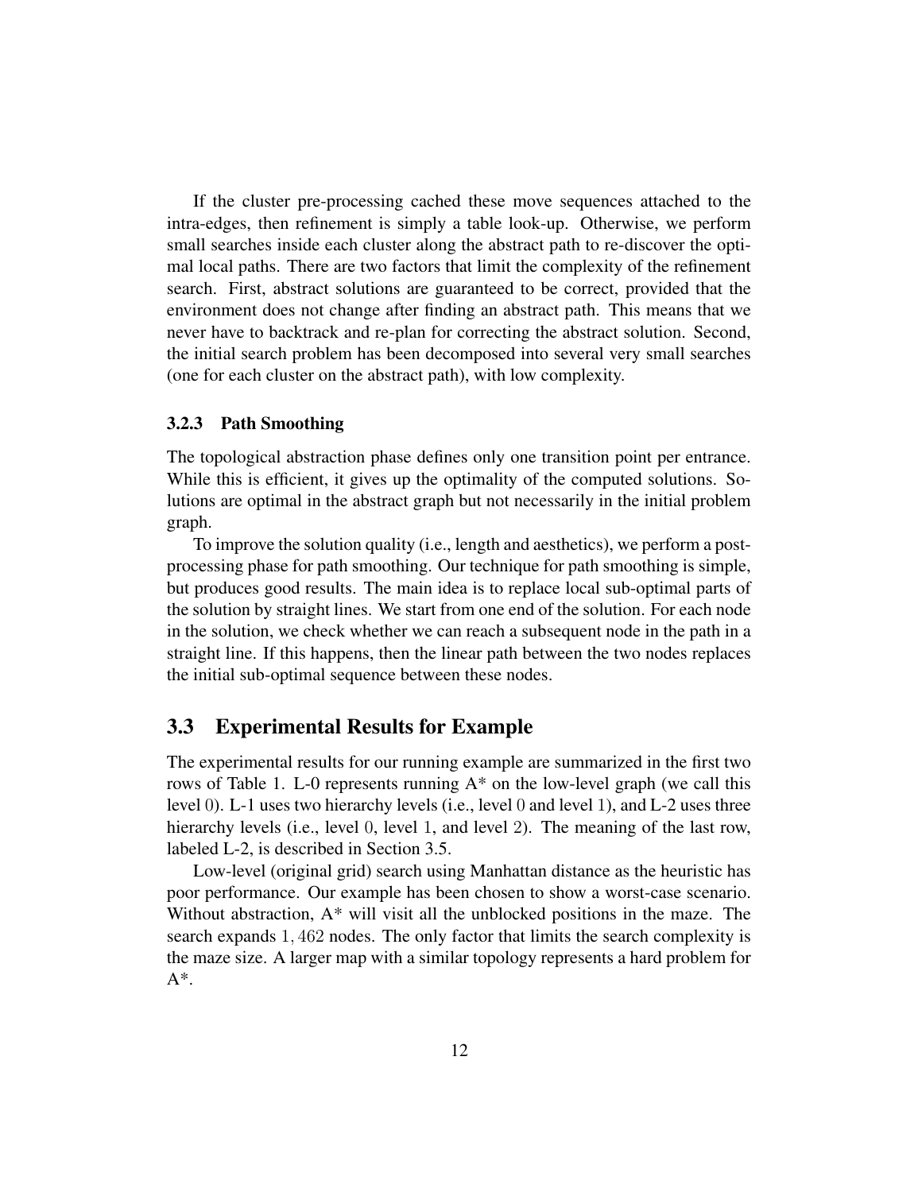If the cluster pre-processing cached these move sequences attached to the intra-edges, then refinement is simply a table look-up. Otherwise, we perform small searches inside each cluster along the abstract path to re-discover the optimal local paths. There are two factors that limit the complexity of the refinement search. First, abstract solutions are guaranteed to be correct, provided that the environment does not change after finding an abstract path. This means that we never have to backtrack and re-plan for correcting the abstract solution. Second, the initial search problem has been decomposed into several very small searches (one for each cluster on the abstract path), with low complexity.

### 3.2.3 Path Smoothing

The topological abstraction phase defines only one transition point per entrance. While this is efficient, it gives up the optimality of the computed solutions. Solutions are optimal in the abstract graph but not necessarily in the initial problem graph.

To improve the solution quality (i.e., length and aesthetics), we perform a post-processing phase for path smoothing. Our technique for path smoothing is simple, but produces good results. The main idea is to replace local sub-optimal parts of the solution by straight lines. We start from one end of the solution. For each node in the solution, we check whether we can reach a subsequent node in the path in a straight line. If this happens, then the linear path between the two nodes replaces the initial sub-optimal sequence between these nodes.

## 3.3 Experimental Results for Example

The experimental results for our running example are summarized in the first two rows of Table 1. L-0 represents running A* on the low-level graph (we call this level $0$). L-1 uses two hierarchy levels (i.e., level $0$ and level $1$), and L-2 uses three hierarchy levels (i.e., level $0$, level $1$, and level $2$). The meaning of the last row, labeled L-2, is described in Section 3.5.

Low-level (original grid) search using Manhattan distance as the heuristic has poor performance. Our example has been chosen to show a worst-case scenario. Without abstraction, A* will visit all the unblocked positions in the maze. The search expands $1,462$ nodes. The only factor that limits the search complexity is the maze size. A larger map with a similar topology represents a hard problem for A*.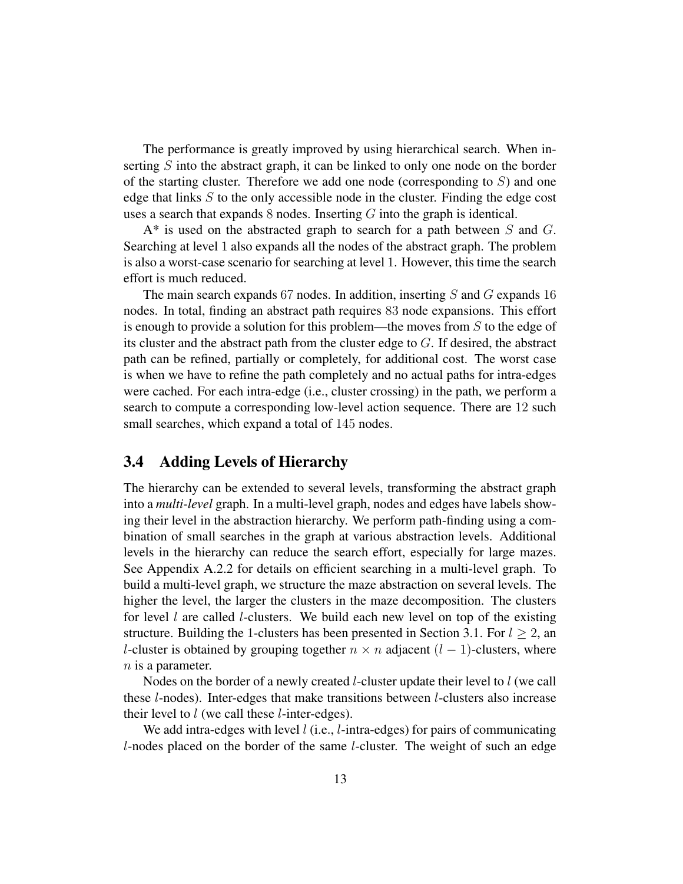The performance is greatly improved by using hierarchical search. When inserting $S$ into the abstract graph, it can be linked to only one node on the border of the starting cluster. Therefore we add one node (corresponding to $S$) and one edge that links $S$ to the only accessible node in the cluster. Finding the edge cost uses a search that expands $8$ nodes. Inserting $G$ into the graph is identical.

A* is used on the abstracted graph to search for a path between $S$ and $G$. Searching at level $1$ also expands all the nodes of the abstract graph. The problem is also a worst-case scenario for searching at level $1$. However, this time the search effort is much reduced.

The main search expands $67$ nodes. In addition, inserting $S$ and $G$ expands $16$ nodes. In total, finding an abstract path requires $83$ node expansions. This effort is enough to provide a solution for this problem—the moves from $S$ to the edge of its cluster and the abstract path from the cluster edge to $G$. If desired, the abstract path can be refined, partially or completely, for additional cost. The worst case is when we have to refine the path completely and no actual paths for intra-edges were cached. For each intra-edge (i.e., cluster crossing) in the path, we perform a search to compute a corresponding low-level action sequence. There are $12$ such small searches, which expand a total of $145$ nodes.

## 3.4 Adding Levels of Hierarchy

The hierarchy can be extended to several levels, transforming the abstract graph into a *multi-level* graph. In a multi-level graph, nodes and edges have labels showing their level in the abstraction hierarchy. We perform path-finding using a combination of small searches in the graph at various abstraction levels. Additional levels in the hierarchy can reduce the search effort, especially for large mazes. See Appendix A.2.2 for details on efficient searching in a multi-level graph. To build a multi-level graph, we structure the maze abstraction on several levels. The higher the level, the larger the clusters in the maze decomposition. The clusters for level $l$ are called $l$-clusters. We build each new level on top of the existing structure. Building the $1$-clusters has been presented in Section 3.1. For $l \geq 2$, an $l$-cluster is obtained by grouping together $n \times n$ adjacent $(l-1)$-clusters, where $n$ is a parameter.

Nodes on the border of a newly created $l$-cluster update their level to $l$ (we call these $l$-nodes). Inter-edges that make transitions between $l$-clusters also increase their level to $l$ (we call these $l$-inter-edges).

We add intra-edges with level $l$ (i.e., $l$-intra-edges) for pairs of communicating $l$-nodes placed on the border of the same $l$-cluster. The weight of such an edge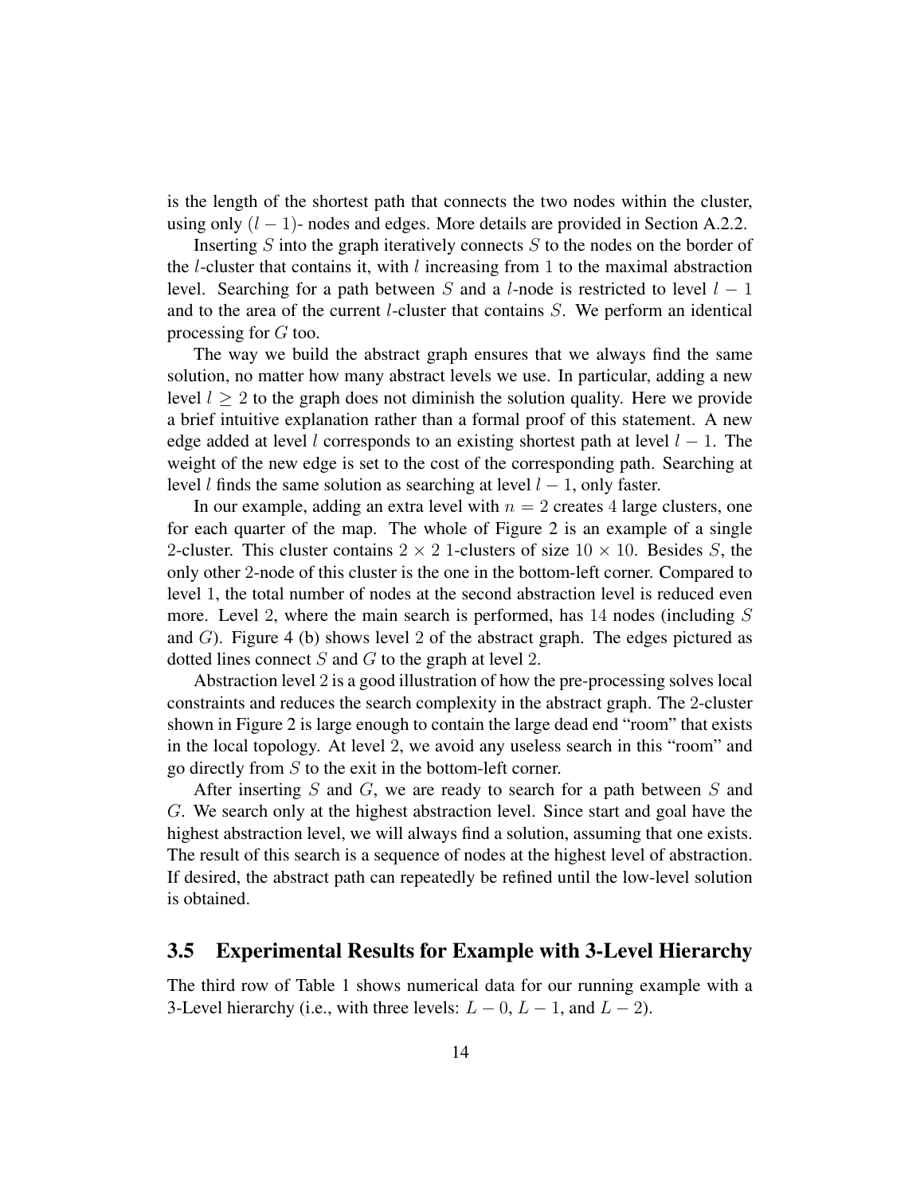is the length of the shortest path that connects the two nodes within the cluster, using only $(l-1)$- nodes and edges. More details are provided in Section A.2.2.

Inserting $S$ into the graph iteratively connects $S$ to the nodes on the border of the $l$-cluster that contains it, with $l$ increasing from 1 to the maximal abstraction level. Searching for a path between $S$ and a $l$-node is restricted to level $l-1$ and to the area of the current $l$-cluster that contains $S$. We perform an identical processing for $G$ too.

The way we build the abstract graph ensures that we always find the same solution, no matter how many abstract levels we use. In particular, adding a new level $l \geq 2$ to the graph does not diminish the solution quality. Here we provide a brief intuitive explanation rather than a formal proof of this statement. A new edge added at level $l$ corresponds to an existing shortest path at level $l-1$. The weight of the new edge is set to the cost of the corresponding path. Searching at level $l$ finds the same solution as searching at level $l-1$, only faster.

In our example, adding an extra level with $n = 2$ creates 4 large clusters, one for each quarter of the map. The whole of Figure 2 is an example of a single 2-cluster. This cluster contains $2 \times 2$ 1-clusters of size $10 \times 10$. Besides $S$, the only other 2-node of this cluster is the one in the bottom-left corner. Compared to level 1, the total number of nodes at the second abstraction level is reduced even more. Level 2, where the main search is performed, has 14 nodes (including $S$ and $G$). Figure 4 (b) shows level 2 of the abstract graph. The edges pictured as dotted lines connect $S$ and $G$ to the graph at level 2.

Abstraction level 2 is a good illustration of how the pre-processing solves local constraints and reduces the search complexity in the abstract graph. The 2-cluster shown in Figure 2 is large enough to contain the large dead end "room" that exists in the local topology. At level 2, we avoid any useless search in this "room" and go directly from $S$ to the exit in the bottom-left corner.

After inserting $S$ and $G$, we are ready to search for a path between $S$ and $G$. We search only at the highest abstraction level. Since start and goal have the highest abstraction level, we will always find a solution, assuming that one exists. The result of this search is a sequence of nodes at the highest level of abstraction. If desired, the abstract path can repeatedly be refined until the low-level solution is obtained.

## 3.5 Experimental Results for Example with 3-Level Hierarchy

The third row of Table 1 shows numerical data for our running example with a 3-Level hierarchy (i.e., with three levels: $L-0$, $L-1$, and $L-2$).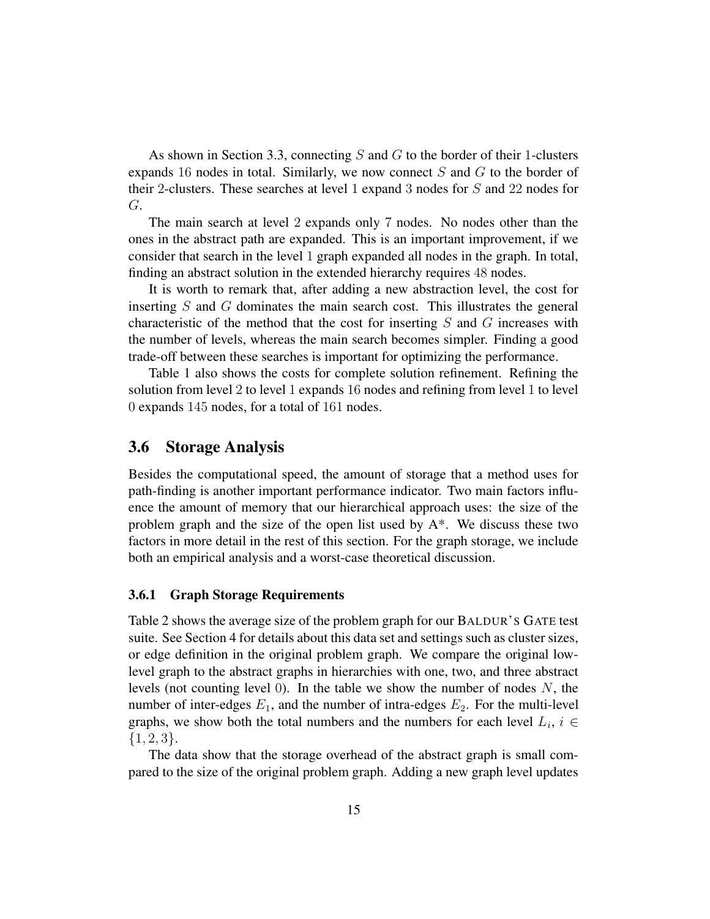As shown in Section 3.3, connecting $S$ and $G$ to the border of their 1-clusters expands 16 nodes in total. Similarly, we now connect $S$ and $G$ to the border of their 2-clusters. These searches at level 1 expand 3 nodes for $S$ and 22 nodes for $G$.

The main search at level 2 expands only 7 nodes. No nodes other than the ones in the abstract path are expanded. This is an important improvement, if we consider that search in the level 1 graph expanded all nodes in the graph. In total, finding an abstract solution in the extended hierarchy requires 48 nodes.

It is worth to remark that, after adding a new abstraction level, the cost for inserting $S$ and $G$ dominates the main search cost. This illustrates the general characteristic of the method that the cost for inserting $S$ and $G$ increases with the number of levels, whereas the main search becomes simpler. Finding a good trade-off between these searches is important for optimizing the performance.

Table 1 also shows the costs for complete solution refinement. Refining the solution from level 2 to level 1 expands 16 nodes and refining from level 1 to level 0 expands 145 nodes, for a total of 161 nodes.

## 3.6 Storage Analysis

Besides the computational speed, the amount of storage that a method uses for path-finding is another important performance indicator. Two main factors influence the amount of memory that our hierarchical approach uses: the size of the problem graph and the size of the open list used by A*. We discuss these two factors in more detail in the rest of this section. For the graph storage, we include both an empirical analysis and a worst-case theoretical discussion.

### 3.6.1 Graph Storage Requirements

Table 2 shows the average size of the problem graph for our BALDUR'S GATE test suite. See Section 4 for details about this data set and settings such as cluster sizes, or edge definition in the original problem graph. We compare the original low-level graph to the abstract graphs in hierarchies with one, two, and three abstract levels (not counting level 0). In the table we show the number of nodes $N$, the number of inter-edges $E_1$, and the number of intra-edges $E_2$. For the multi-level graphs, we show both the total numbers and the numbers for each level $L_i$, $i \in \{1, 2, 3\}$.

The data show that the storage overhead of the abstract graph is small compared to the size of the original problem graph. Adding a new graph level updates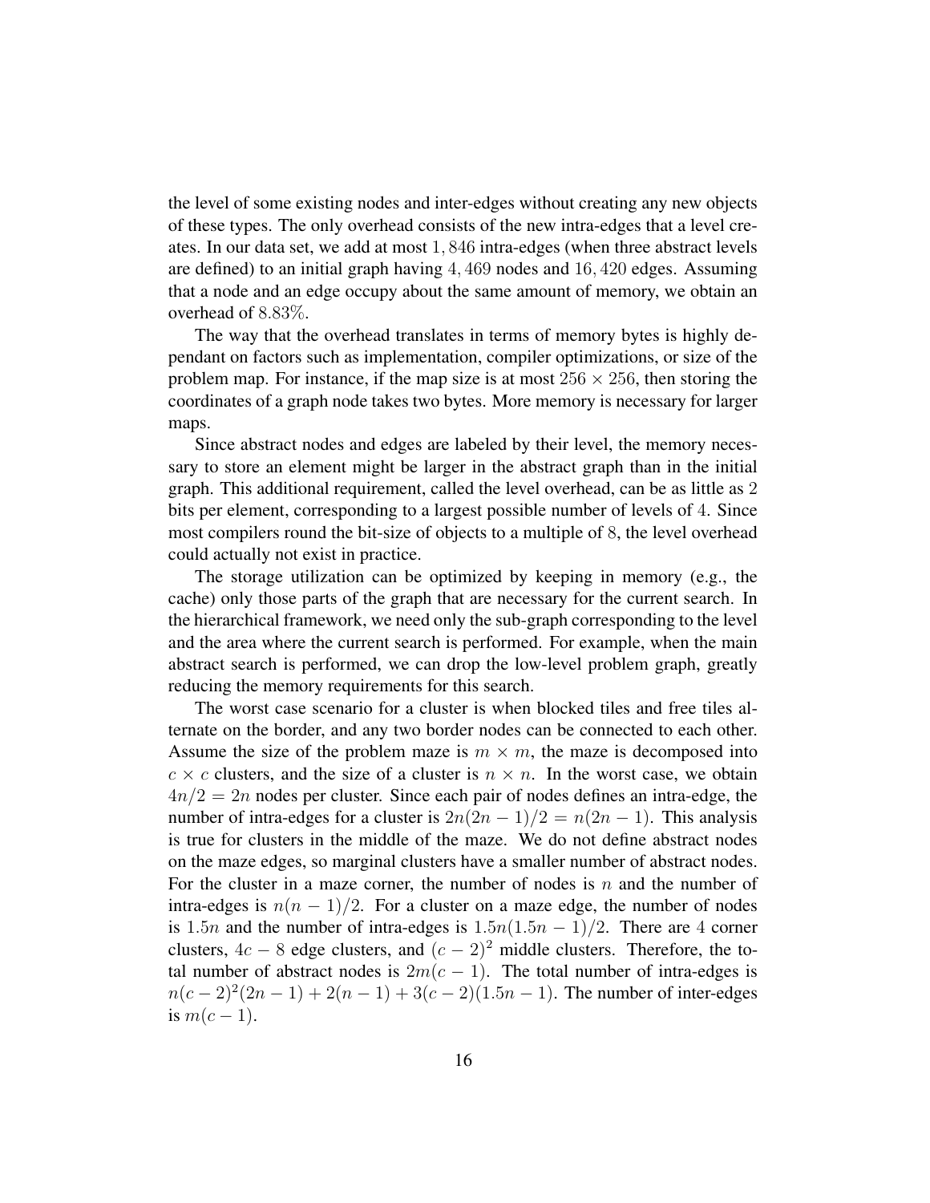the level of some existing nodes and inter-edges without creating any new objects of these types. The only overhead consists of the new intra-edges that a level creates. In our data set, we add at most $1,846$ intra-edges (when three abstract levels are defined) to an initial graph having $4,469$ nodes and $16,420$ edges. Assuming that a node and an edge occupy about the same amount of memory, we obtain an overhead of $8.83\%$.

The way that the overhead translates in terms of memory bytes is highly dependant on factors such as implementation, compiler optimizations, or size of the problem map. For instance, if the map size is at most $256 \times 256$, then storing the coordinates of a graph node takes two bytes. More memory is necessary for larger maps.

Since abstract nodes and edges are labeled by their level, the memory necessary to store an element might be larger in the abstract graph than in the initial graph. This additional requirement, called the level overhead, can be as little as $2$ bits per element, corresponding to a largest possible number of levels of $4$. Since most compilers round the bit-size of objects to a multiple of $8$, the level overhead could actually not exist in practice.

The storage utilization can be optimized by keeping in memory (e.g., the cache) only those parts of the graph that are necessary for the current search. In the hierarchical framework, we need only the sub-graph corresponding to the level and the area where the current search is performed. For example, when the main abstract search is performed, we can drop the low-level problem graph, greatly reducing the memory requirements for this search.

The worst case scenario for a cluster is when blocked tiles and free tiles alternate on the border, and any two border nodes can be connected to each other. Assume the size of the problem maze is $m \times m$, the maze is decomposed into $c \times c$ clusters, and the size of a cluster is $n \times n$. In the worst case, we obtain $4n/2 = 2n$ nodes per cluster. Since each pair of nodes defines an intra-edge, the number of intra-edges for a cluster is $2n(2n-1)/2 = n(2n-1)$. This analysis is true for clusters in the middle of the maze. We do not define abstract nodes on the maze edges, so marginal clusters have a smaller number of abstract nodes. For the cluster in a maze corner, the number of nodes is $n$ and the number of intra-edges is $n(n-1)/2$. For a cluster on a maze edge, the number of nodes is $1.5n$ and the number of intra-edges is $1.5n(1.5n-1)/2$. There are $4$ corner clusters, $4c-8$ edge clusters, and $(c-2)^2$ middle clusters. Therefore, the total number of abstract nodes is $2m(c-1)$. The total number of intra-edges is $n(c-2)^2(2n-1) + 2(n-1) + 3(c-2)(1.5n-1)$. The number of inter-edges is $m(c-1)$.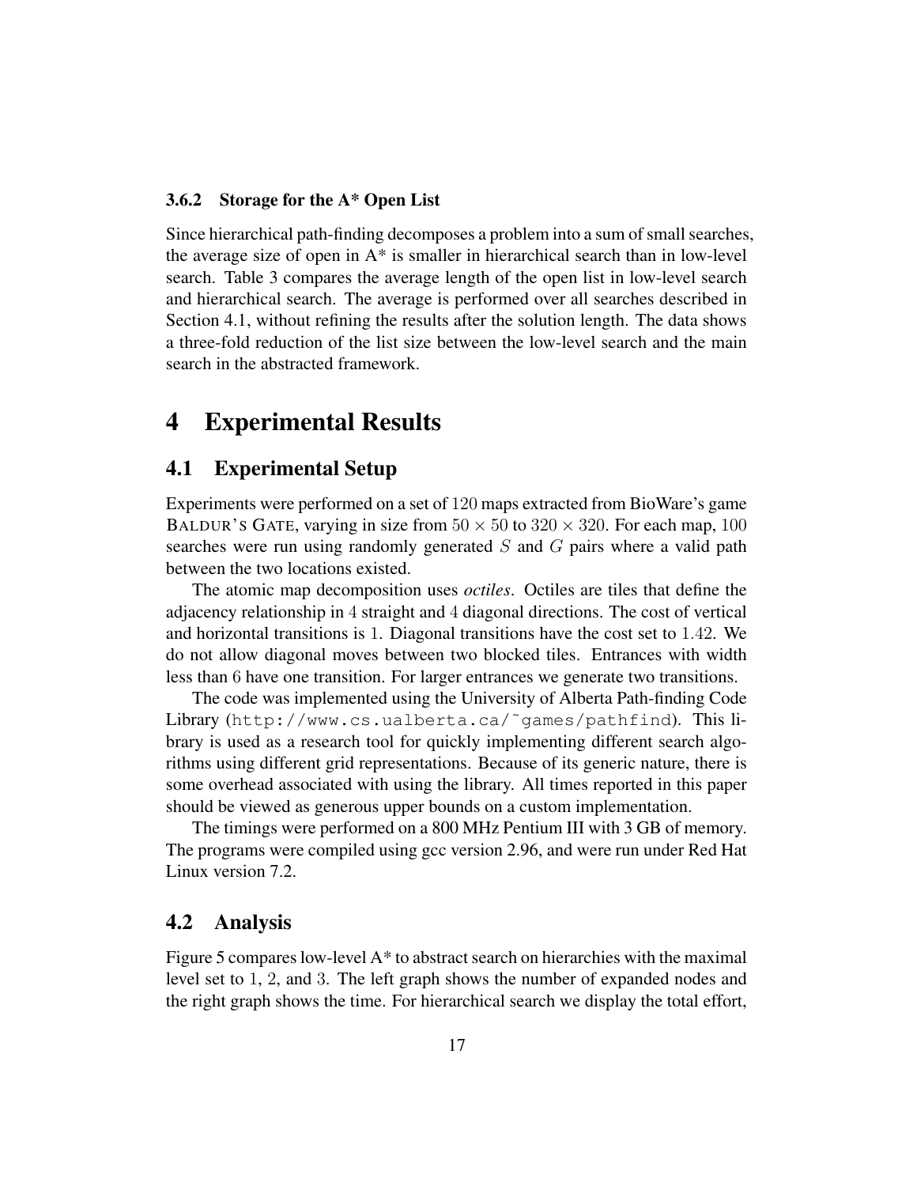### 3.6.2 Storage for the A* Open List

Since hierarchical path-finding decomposes a problem into a sum of small searches, the average size of open in A* is smaller in hierarchical search than in low-level search. Table 3 compares the average length of the open list in low-level search and hierarchical search. The average is performed over all searches described in Section 4.1, without refining the results after the solution length. The data shows a three-fold reduction of the list size between the low-level search and the main search in the abstracted framework.

# 4 Experimental Results

## 4.1 Experimental Setup

Experiments were performed on a set of $120$ maps extracted from BioWare's game BALDUR'S GATE, varying in size from $50 \times 50$ to $320 \times 320$. For each map, $100$ searches were run using randomly generated $S$ and $G$ pairs where a valid path between the two locations existed.

The atomic map decomposition uses *octiles*. Octiles are tiles that define the adjacency relationship in $4$ straight and $4$ diagonal directions. The cost of vertical and horizontal transitions is $1$. Diagonal transitions have the cost set to $1.42$. We do not allow diagonal moves between two blocked tiles. Entrances with width less than $6$ have one transition. For larger entrances we generate two transitions.

The code was implemented using the University of Alberta Path-finding Code Library (`http://www.cs.ualberta.ca/~games/pathfind`). This library is used as a research tool for quickly implementing different search algorithms using different grid representations. Because of its generic nature, there is some overhead associated with using the library. All times reported in this paper should be viewed as generous upper bounds on a custom implementation.

The timings were performed on a 800 MHz Pentium III with 3 GB of memory. The programs were compiled using gcc version 2.96, and were run under Red Hat Linux version 7.2.

## 4.2 Analysis

Figure 5 compares low-level A* to abstract search on hierarchies with the maximal level set to $1$, $2$, and $3$. The left graph shows the number of expanded nodes and the right graph shows the time. For hierarchical search we display the total effort,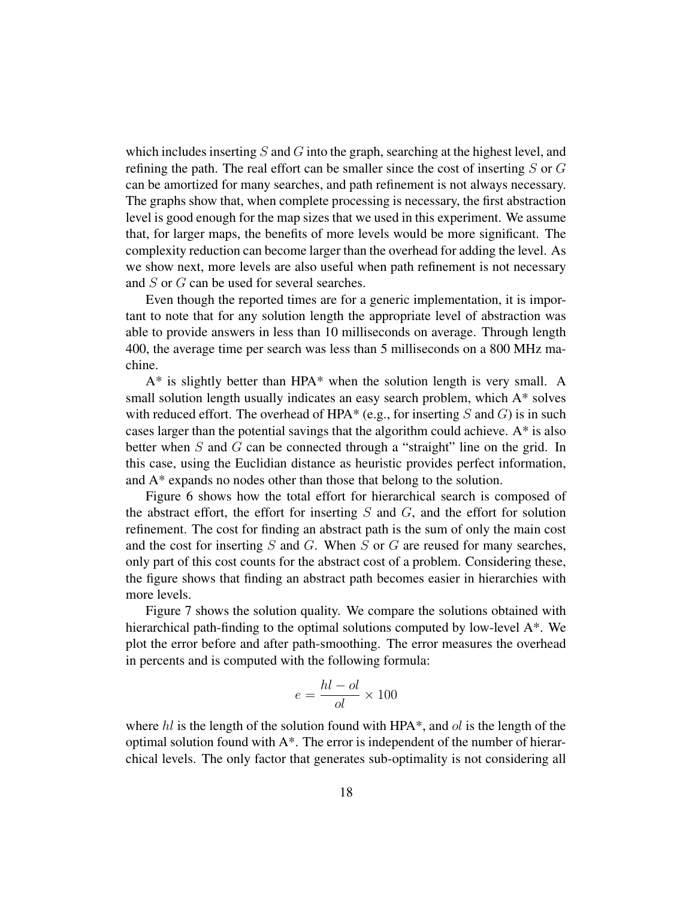which includes inserting $S$ and $G$ into the graph, searching at the highest level, and refining the path. The real effort can be smaller since the cost of inserting $S$ or $G$ can be amortized for many searches, and path refinement is not always necessary. The graphs show that, when complete processing is necessary, the first abstraction level is good enough for the map sizes that we used in this experiment. We assume that, for larger maps, the benefits of more levels would be more significant. The complexity reduction can become larger than the overhead for adding the level. As we show next, more levels are also useful when path refinement is not necessary and $S$ or $G$ can be used for several searches.

Even though the reported times are for a generic implementation, it is important to note that for any solution length the appropriate level of abstraction was able to provide answers in less than 10 milliseconds on average. Through length 400, the average time per search was less than 5 milliseconds on a 800 MHz machine.

A* is slightly better than HPA* when the solution length is very small. A small solution length usually indicates an easy search problem, which A* solves with reduced effort. The overhead of HPA* (e.g., for inserting $S$ and $G$) is in such cases larger than the potential savings that the algorithm could achieve. A* is also better when $S$ and $G$ can be connected through a "straight" line on the grid. In this case, using the Euclidian distance as heuristic provides perfect information, and A* expands no nodes other than those that belong to the solution.

Figure 6 shows how the total effort for hierarchical search is composed of the abstract effort, the effort for inserting $S$ and $G$, and the effort for solution refinement. The cost for finding an abstract path is the sum of only the main cost and the cost for inserting $S$ and $G$. When $S$ or $G$ are reused for many searches, only part of this cost counts for the abstract cost of a problem. Considering these, the figure shows that finding an abstract path becomes easier in hierarchies with more levels.

Figure 7 shows the solution quality. We compare the solutions obtained with hierarchical path-finding to the optimal solutions computed by low-level A*. We plot the error before and after path-smoothing. The error measures the overhead in percents and is computed with the following formula:

$$e = \frac{hl - ol}{ol} \times 100$$

where $hl$ is the length of the solution found with HPA*, and $ol$ is the length of the optimal solution found with A*. The error is independent of the number of hierarchical levels. The only factor that generates sub-optimality is not considering all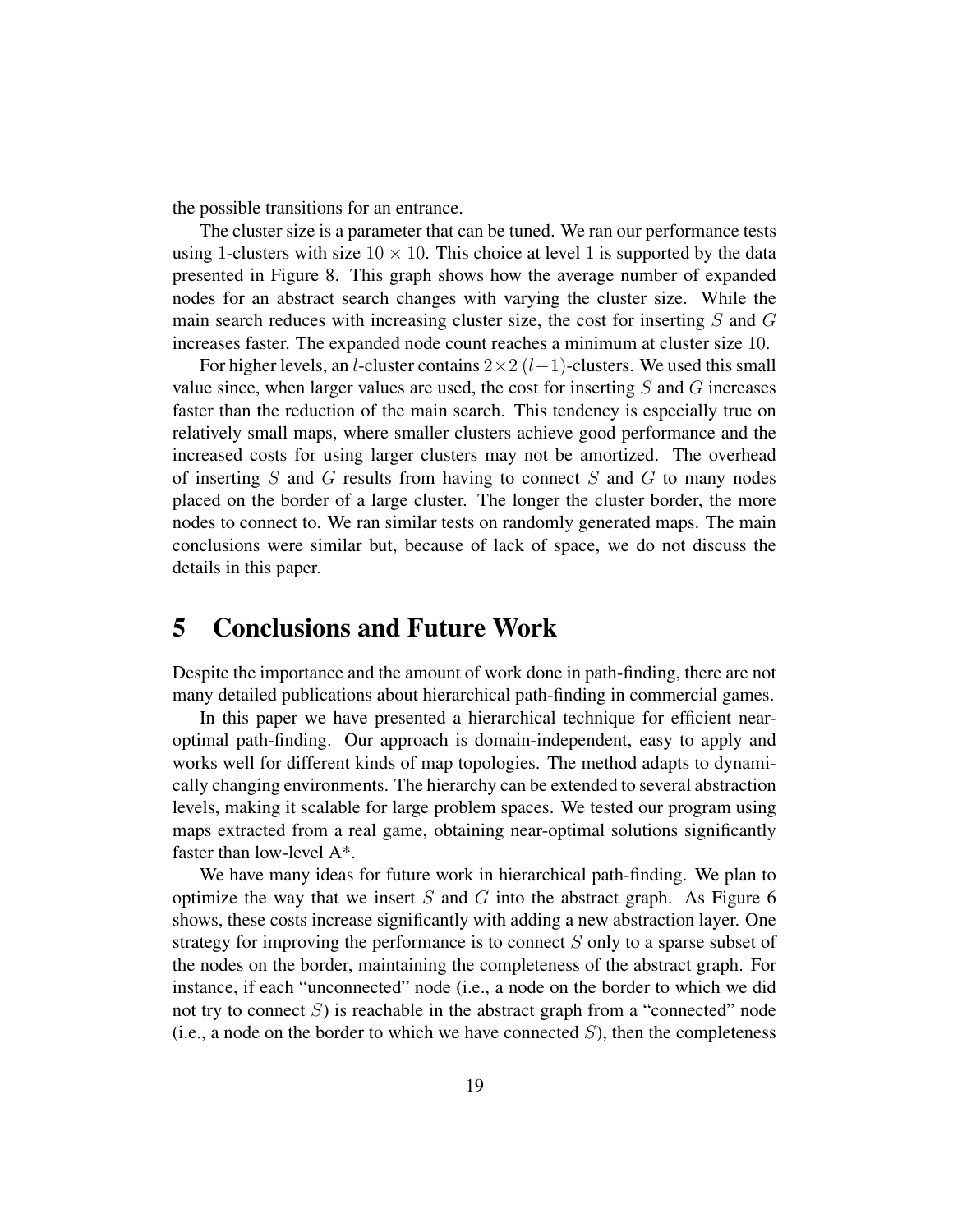the possible transitions for an entrance.

The cluster size is a parameter that can be tuned. We ran our performance tests using 1-clusters with size $10 \times 10$. This choice at level 1 is supported by the data presented in Figure 8. This graph shows how the average number of expanded nodes for an abstract search changes with varying the cluster size. While the main search reduces with increasing cluster size, the cost for inserting $S$ and $G$ increases faster. The expanded node count reaches a minimum at cluster size 10.

For higher levels, an $l$-cluster contains $2 \times 2$ $(l-1)$-clusters. We used this small value since, when larger values are used, the cost for inserting $S$ and $G$ increases faster than the reduction of the main search. This tendency is especially true on relatively small maps, where smaller clusters achieve good performance and the increased costs for using larger clusters may not be amortized. The overhead of inserting $S$ and $G$ results from having to connect $S$ and $G$ to many nodes placed on the border of a large cluster. The longer the cluster border, the more nodes to connect to. We ran similar tests on randomly generated maps. The main conclusions were similar but, because of lack of space, we do not discuss the details in this paper.

# 5 Conclusions and Future Work

Despite the importance and the amount of work done in path-finding, there are not many detailed publications about hierarchical path-finding in commercial games.

In this paper we have presented a hierarchical technique for efficient near-optimal path-finding. Our approach is domain-independent, easy to apply and works well for different kinds of map topologies. The method adapts to dynamically changing environments. The hierarchy can be extended to several abstraction levels, making it scalable for large problem spaces. We tested our program using maps extracted from a real game, obtaining near-optimal solutions significantly faster than low-level A*.

We have many ideas for future work in hierarchical path-finding. We plan to optimize the way that we insert $S$ and $G$ into the abstract graph. As Figure 6 shows, these costs increase significantly with adding a new abstraction layer. One strategy for improving the performance is to connect $S$ only to a sparse subset of the nodes on the border, maintaining the completeness of the abstract graph. For instance, if each "unconnected" node (i.e., a node on the border to which we did not try to connect $S$) is reachable in the abstract graph from a "connected" node (i.e., a node on the border to which we have connected $S$), then the completeness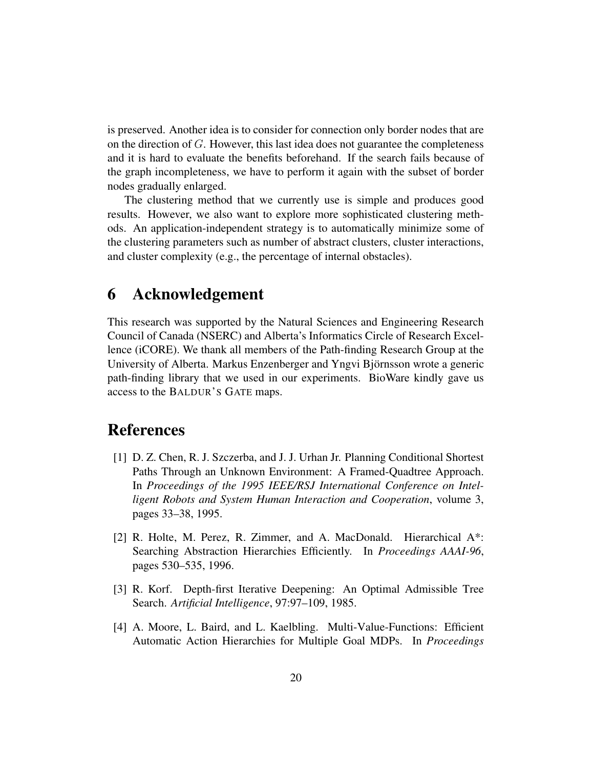is preserved. Another idea is to consider for connection only border nodes that are on the direction of $G$. However, this last idea does not guarantee the completeness and it is hard to evaluate the benefits beforehand. If the search fails because of the graph incompleteness, we have to perform it again with the subset of border nodes gradually enlarged.

The clustering method that we currently use is simple and produces good results. However, we also want to explore more sophisticated clustering methods. An application-independent strategy is to automatically minimize some of the clustering parameters such as number of abstract clusters, cluster interactions, and cluster complexity (e.g., the percentage of internal obstacles).

# 6 Acknowledgement

This research was supported by the Natural Sciences and Engineering Research Council of Canada (NSERC) and Alberta's Informatics Circle of Research Excellence (iCORE). We thank all members of the Path-finding Research Group at the University of Alberta. Markus Enzenberger and Yngvi Björnsson wrote a generic path-finding library that we used in our experiments. BioWare kindly gave us access to the BALDUR'S GATE maps.

# References

[1] D. Z. Chen, R. J. Szczerba, and J. J. Urhan Jr. Planning Conditional Shortest Paths Through an Unknown Environment: A Framed-Quadtree Approach. In *Proceedings of the 1995 IEEE/RSJ International Conference on Intelligent Robots and System Human Interaction and Cooperation*, volume 3, pages 33–38, 1995.

[2] R. Holte, M. Perez, R. Zimmer, and A. MacDonald. Hierarchical A*: Searching Abstraction Hierarchies Efficiently. In *Proceedings AAAI-96*, pages 530–535, 1996.

[3] R. Korf. Depth-first Iterative Deepening: An Optimal Admissible Tree Search. *Artificial Intelligence*, 97:97–109, 1985.

[4] A. Moore, L. Baird, and L. Kaelbling. Multi-Value-Functions: Efficient Automatic Action Hierarchies for Multiple Goal MDPs. In *Proceedings*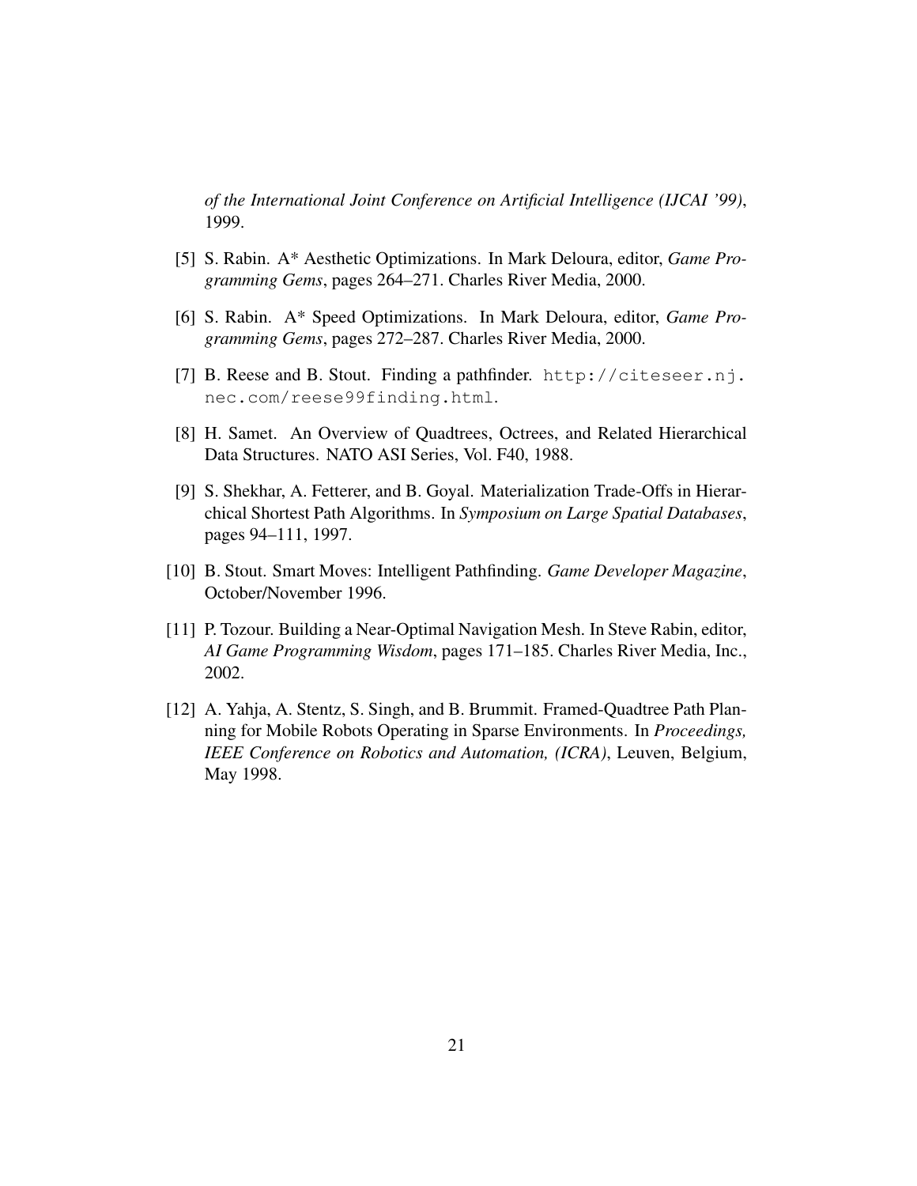*of the International Joint Conference on Artificial Intelligence (IJCAI '99)*, 1999.

[5] S. Rabin. A* Aesthetic Optimizations. In Mark Deloura, editor, *Game Programming Gems*, pages 264–271. Charles River Media, 2000.

[6] S. Rabin. A* Speed Optimizations. In Mark Deloura, editor, *Game Programming Gems*, pages 272–287. Charles River Media, 2000.

[7] B. Reese and B. Stout. Finding a pathfinder. `http://citeseer.nj.nec.com/reese99finding.html`.

[8] H. Samet. An Overview of Quadtrees, Octrees, and Related Hierarchical Data Structures. NATO ASI Series, Vol. F40, 1988.

[9] S. Shekhar, A. Fetterer, and B. Goyal. Materialization Trade-Offs in Hierarchical Shortest Path Algorithms. In *Symposium on Large Spatial Databases*, pages 94–111, 1997.

[10] B. Stout. Smart Moves: Intelligent Pathfinding. *Game Developer Magazine*, October/November 1996.

[11] P. Tozour. Building a Near-Optimal Navigation Mesh. In Steve Rabin, editor, *AI Game Programming Wisdom*, pages 171–185. Charles River Media, Inc., 2002.

[12] A. Yahja, A. Stentz, S. Singh, and B. Brummit. Framed-Quadtree Path Planning for Mobile Robots Operating in Sparse Environments. In *Proceedings, IEEE Conference on Robotics and Automation, (ICRA)*, Leuven, Belgium, May 1998.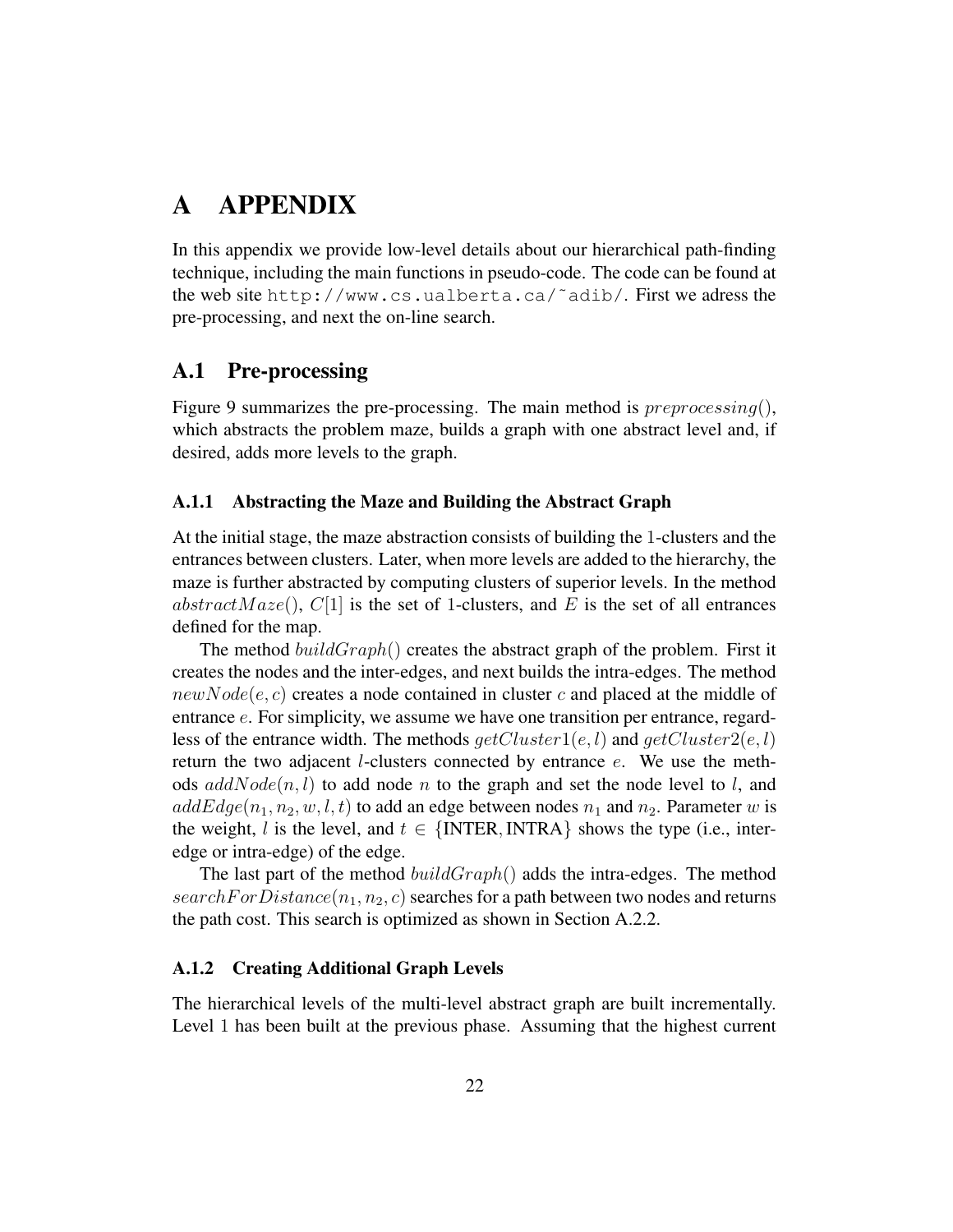# A APPENDIX

In this appendix we provide low-level details about our hierarchical path-finding technique, including the main functions in pseudo-code. The code can be found at the web site `http://www.cs.ualberta.ca/˜adib/`. First we adress the pre-processing, and next the on-line search.

## A.1 Pre-processing

Figure 9 summarizes the pre-processing. The main method is $preprocessing()$, which abstracts the problem maze, builds a graph with one abstract level and, if desired, adds more levels to the graph.

### A.1.1 Abstracting the Maze and Building the Abstract Graph

At the initial stage, the maze abstraction consists of building the 1-clusters and the entrances between clusters. Later, when more levels are added to the hierarchy, the maze is further abstracted by computing clusters of superior levels. In the method $abstractMaze()$, $C[1]$ is the set of 1-clusters, and $E$ is the set of all entrances defined for the map.

The method $buildGraph()$ creates the abstract graph of the problem. First it creates the nodes and the inter-edges, and next builds the intra-edges. The method $newNode(e, c)$ creates a node contained in cluster $c$ and placed at the middle of entrance $e$. For simplicity, we assume we have one transition per entrance, regardless of the entrance width. The methods $getCluster1(e, l)$ and $getCluster2(e, l)$ return the two adjacent $l$-clusters connected by entrance $e$. We use the methods $addNode(n, l)$ to add node $n$ to the graph and set the node level to $l$, and $addEdge(n_1, n_2, w, l, t)$ to add an edge between nodes $n_1$ and $n_2$. Parameter $w$ is the weight, $l$ is the level, and $t \in \{\text{INTER}, \text{INTRA}\}$ shows the type (i.e., inter-edge or intra-edge) of the edge.

The last part of the method $buildGraph()$ adds the intra-edges. The method $searchForDistance(n_1, n_2, c)$ searches for a path between two nodes and returns the path cost. This search is optimized as shown in Section A.2.2.

### A.1.2 Creating Additional Graph Levels

The hierarchical levels of the multi-level abstract graph are built incrementally. Level 1 has been built at the previous phase. Assuming that the highest current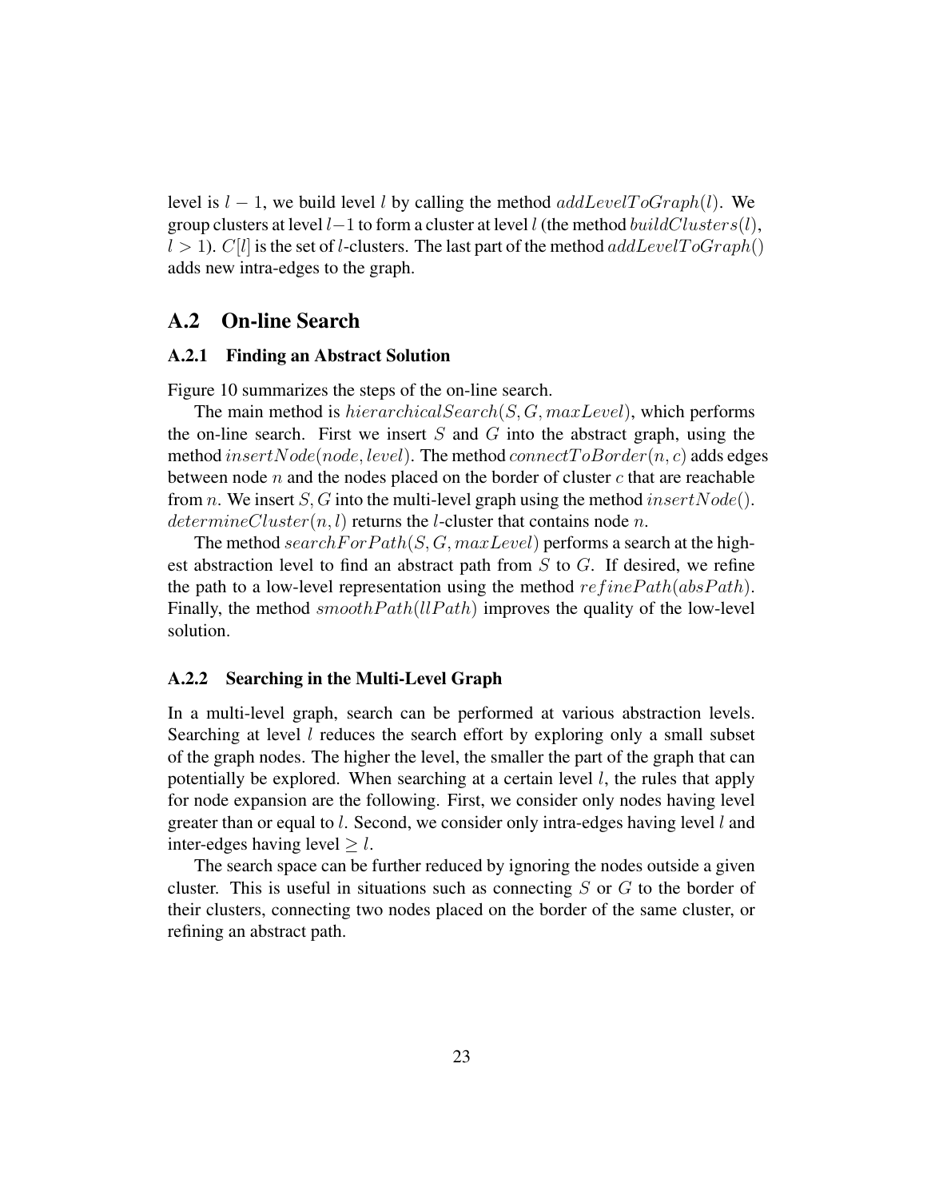level is $l - 1$, we build level $l$ by calling the method $addLevelToGraph(l)$. We group clusters at level $l-1$ to form a cluster at level $l$ (the method $buildClusters(l)$, $l > 1$). $C[l]$ is the set of $l$-clusters. The last part of the method $addLevelToGraph()$ adds new intra-edges to the graph.

## A.2 On-line Search

### A.2.1 Finding an Abstract Solution

Figure 10 summarizes the steps of the on-line search.

The main method is $hierarchicalSearch(S, G, maxLevel)$, which performs the on-line search. First we insert $S$ and $G$ into the abstract graph, using the method $insertNode(node, level)$. The method $connectToBorder(n, c)$ adds edges between node $n$ and the nodes placed on the border of cluster $c$ that are reachable from $n$. We insert $S, G$ into the multi-level graph using the method $insertNode()$. $determineCluster(n, l)$ returns the $l$-cluster that contains node $n$.

The method $searchForPath(S, G, maxLevel)$ performs a search at the highest abstraction level to find an abstract path from $S$ to $G$. If desired, we refine the path to a low-level representation using the method $refinePath(absPath)$. Finally, the method $smoothPath(llPath)$ improves the quality of the low-level solution.

### A.2.2 Searching in the Multi-Level Graph

In a multi-level graph, search can be performed at various abstraction levels. Searching at level $l$ reduces the search effort by exploring only a small subset of the graph nodes. The higher the level, the smaller the part of the graph that can potentially be explored. When searching at a certain level $l$, the rules that apply for node expansion are the following. First, we consider only nodes having level greater than or equal to $l$. Second, we consider only intra-edges having level $l$ and inter-edges having level $\geq l$.

The search space can be further reduced by ignoring the nodes outside a given cluster. This is useful in situations such as connecting $S$ or $G$ to the border of their clusters, connecting two nodes placed on the border of the same cluster, or refining an abstract path.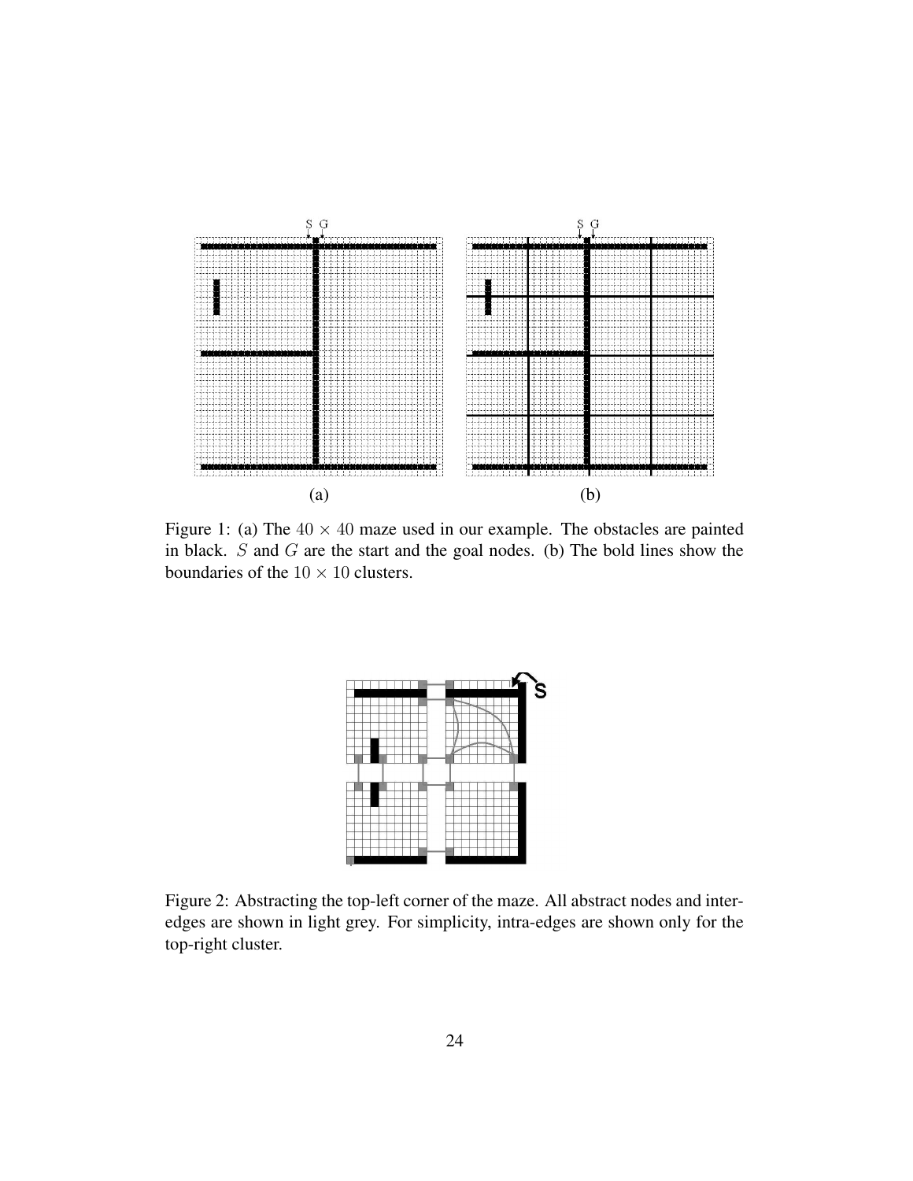Figure 1: (a) The $40 \times 40$ maze used in our example. The obstacles are painted in black. $S$ and $G$ are the start and the goal nodes. (b) The bold lines show the boundaries of the $10 \times 10$ clusters.

Figure 2: Abstracting the top-left corner of the maze. All abstract nodes and inter-edges are shown in light grey. For simplicity, intra-edges are shown only for the top-right cluster.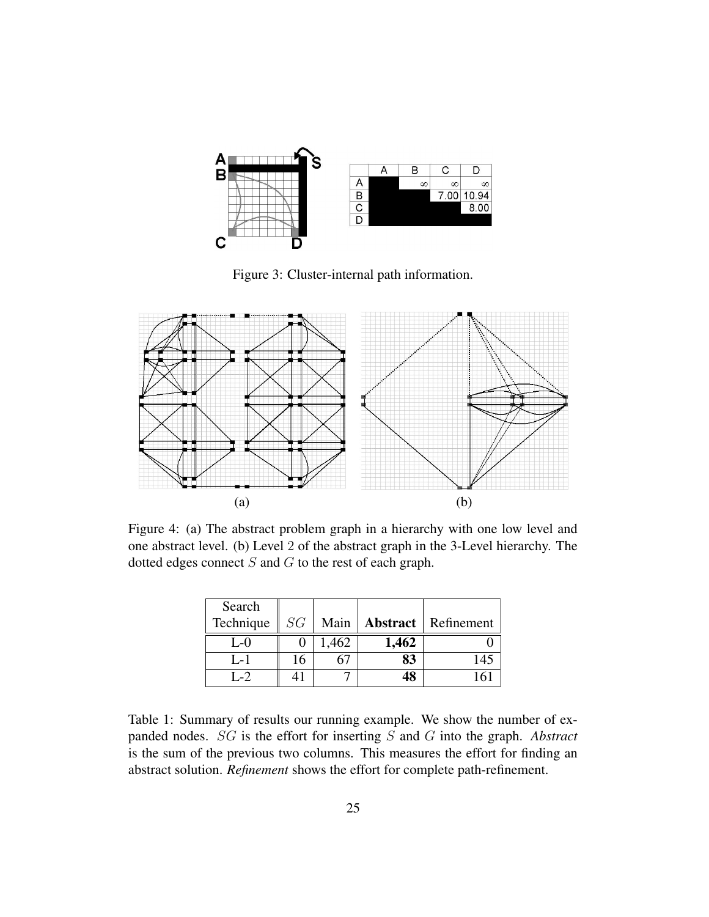| | A | B | C | D |
|---|---|---|---|---|
| A | | $\infty$ | $\infty$ | $\infty$ |
| B | | | 7.00 | 10.94 |
| C | | | | 8.00 |
| D | | | | |

Figure 3: Cluster-internal path information.

Figure 4: (a) The abstract problem graph in a hierarchy with one low level and one abstract level. (b) Level 2 of the abstract graph in the 3-Level hierarchy. The dotted edges connect $S$ and $G$ to the rest of each graph.

| Search Technique | $SG$ | Main | **Abstract** | Refinement |
|---|---|---|---|---|
| L-0 | 0 | 1,462 | **1,462** | 0 |
| L-1 | 16 | 67 | **83** | 145 |
| L-2 | 41 | 7 | **48** | 161 |

Table 1: Summary of results our running example. We show the number of expanded nodes. $SG$ is the effort for inserting $S$ and $G$ into the graph. *Abstract* is the sum of the previous two columns. This measures the effort for finding an abstract solution. *Refinement* shows the effort for complete path-refinement.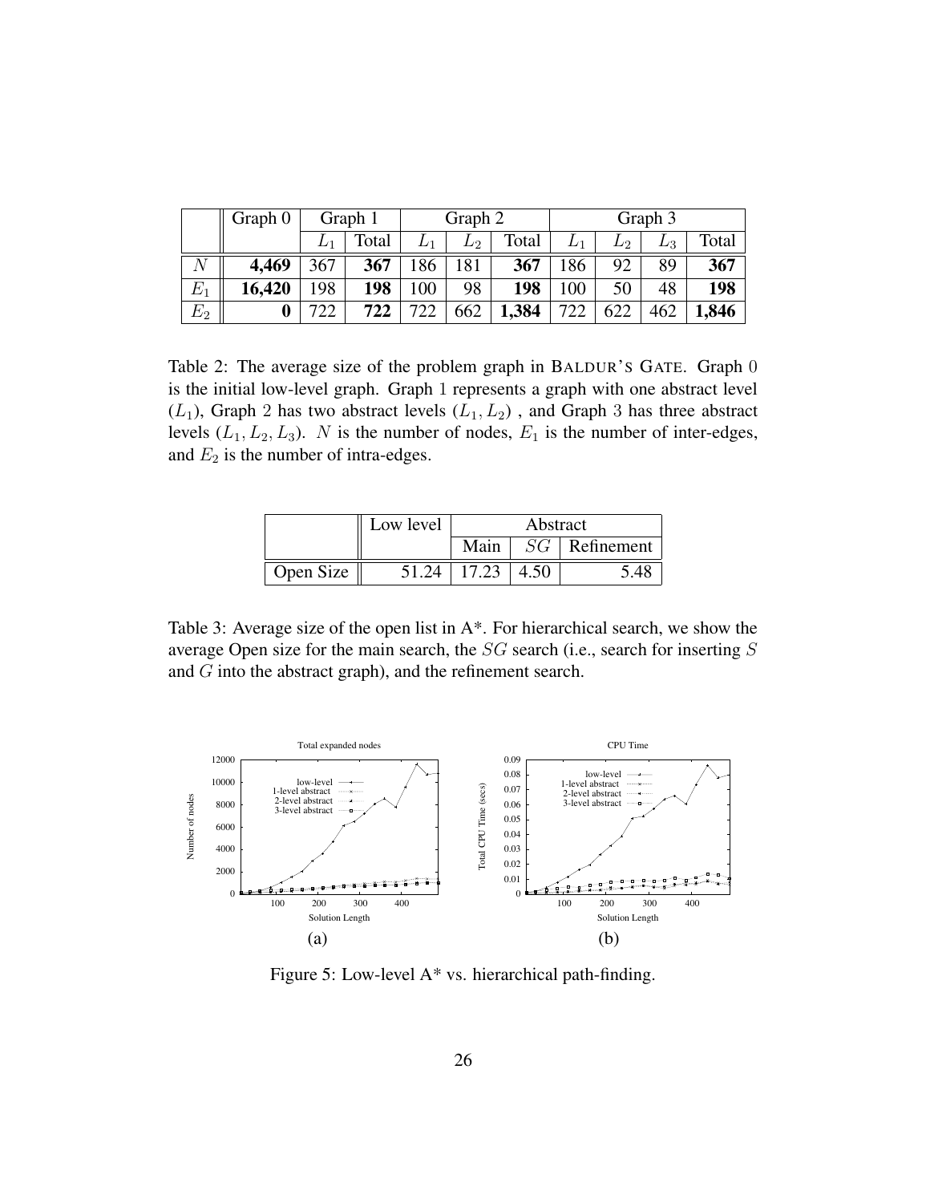| | Graph 0 | Graph 1 | | Graph 2 | | | Graph 3 | | | |
|---|---|---|---|---|---|---|---|---|---|---|
| | | $L_1$ | Total | $L_1$ | $L_2$ | Total | $L_1$ | $L_2$ | $L_3$ | Total |
| $N$ | **4,469** | 367 | **367** | 186 | 181 | **367** | 186 | 92 | 89 | **367** |
| $E_1$ | **16,420** | 198 | **198** | 100 | 98 | **198** | 100 | 50 | 48 | **198** |
| $E_2$ | **0** | 722 | **722** | 722 | 662 | **1,384** | 722 | 622 | 462 | **1,846** |

Table 2: The average size of the problem graph in BALDUR'S GATE. Graph 0 is the initial low-level graph. Graph 1 represents a graph with one abstract level ($L_1$), Graph 2 has two abstract levels ($L_1, L_2$) , and Graph 3 has three abstract levels ($L_1, L_2, L_3$). $N$ is the number of nodes, $E_1$ is the number of inter-edges, and $E_2$ is the number of intra-edges.

| | Low level | Abstract | | |
|---|---|---|---|---|
| | | Main | $SG$ | Refinement |
| Open Size | 51.24 | 17.23 | 4.50 | 5.48 |

Table 3: Average size of the open list in A*. For hierarchical search, we show the average Open size for the main search, the $SG$ search (i.e., search for inserting $S$ and $G$ into the abstract graph), and the refinement search.

(a) (b)

Figure 5: Low-level A* vs. hierarchical path-finding.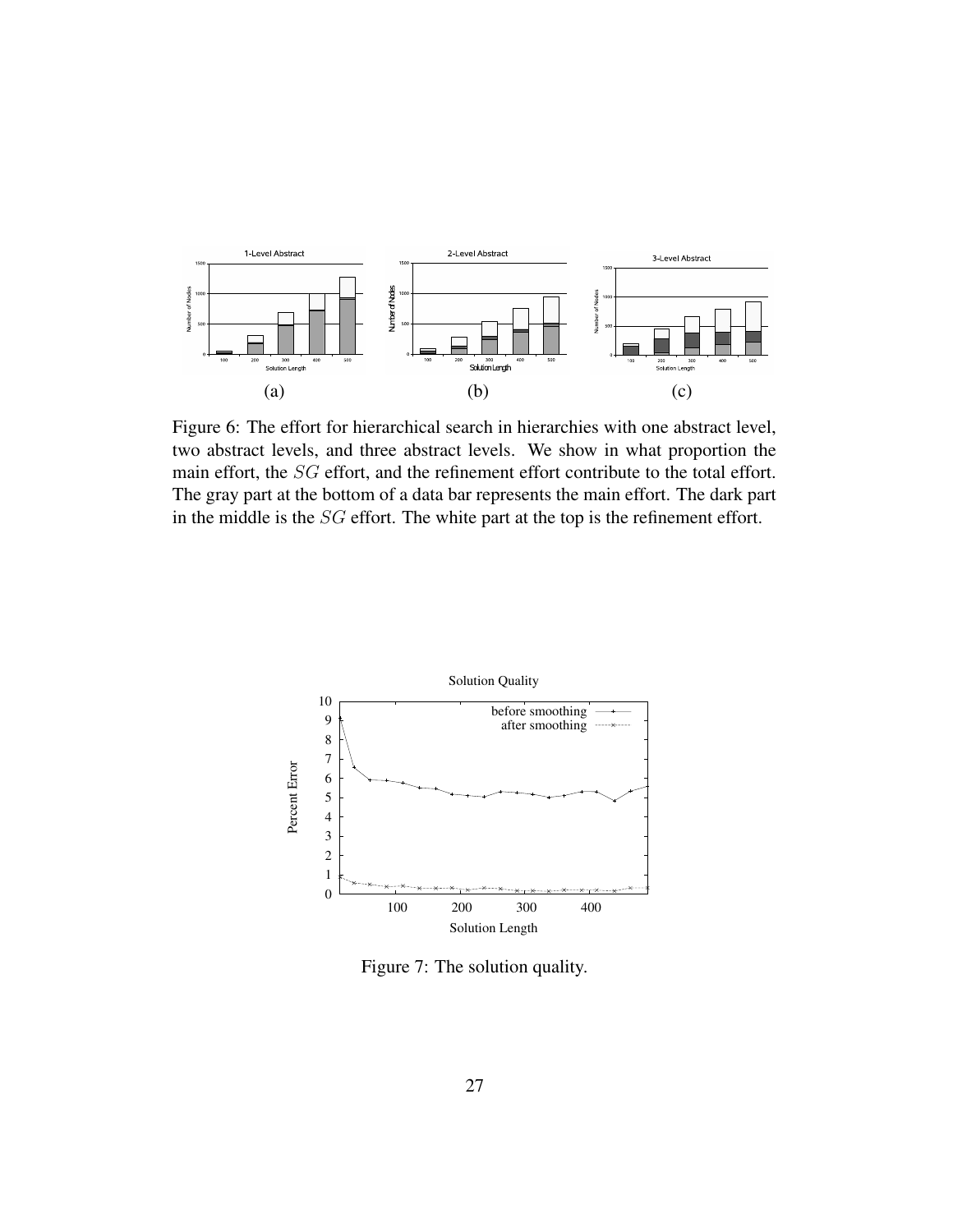Figure 6: The effort for hierarchical search in hierarchies with one abstract level, two abstract levels, and three abstract levels. We show in what proportion the main effort, the $SG$ effort, and the refinement effort contribute to the total effort. The gray part at the bottom of a data bar represents the main effort. The dark part in the middle is the $SG$ effort. The white part at the top is the refinement effort.

Figure 7: The solution quality.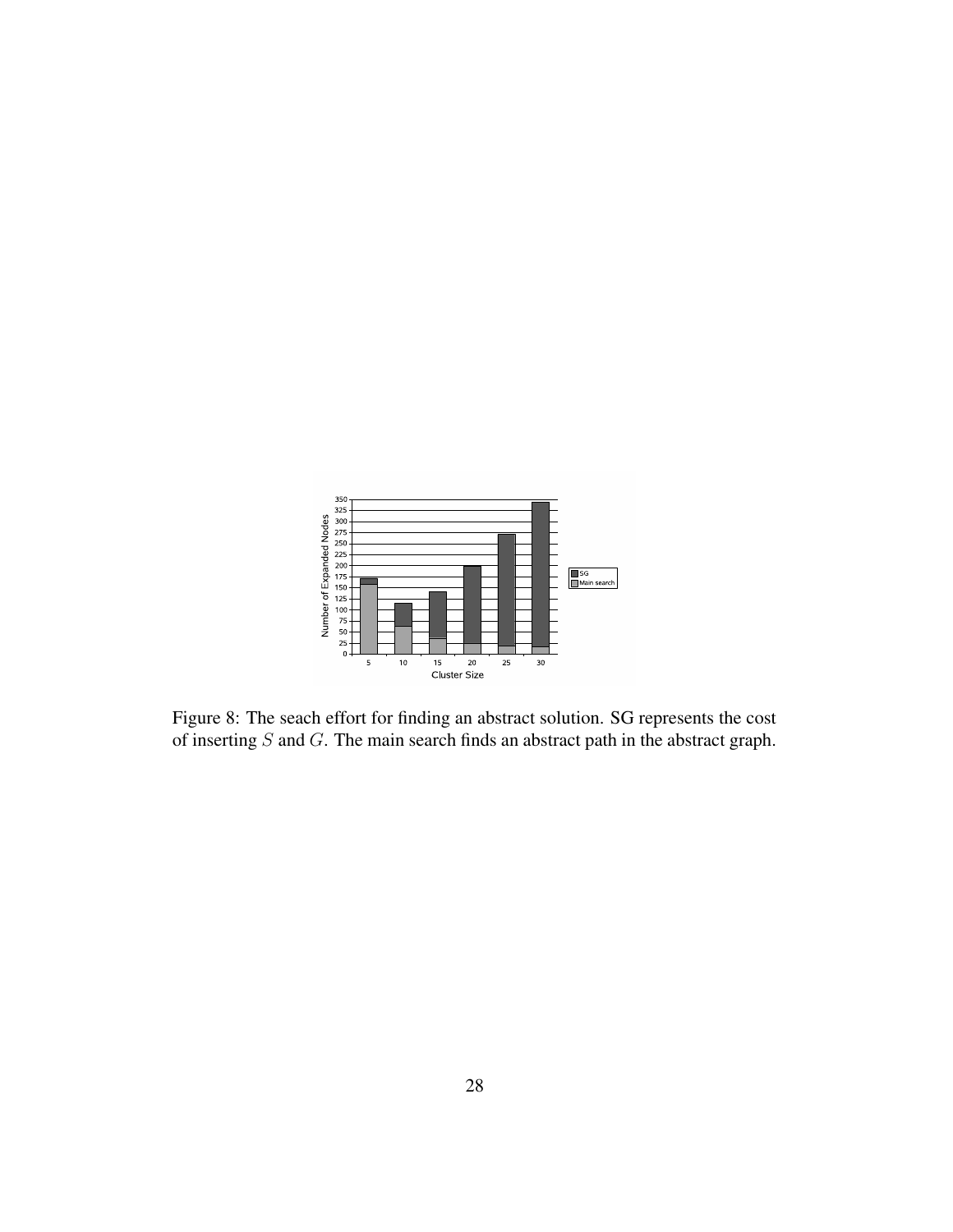Figure 8: The seach effort for finding an abstract solution. SG represents the cost of inserting $S$ and $G$. The main search finds an abstract path in the abstract graph.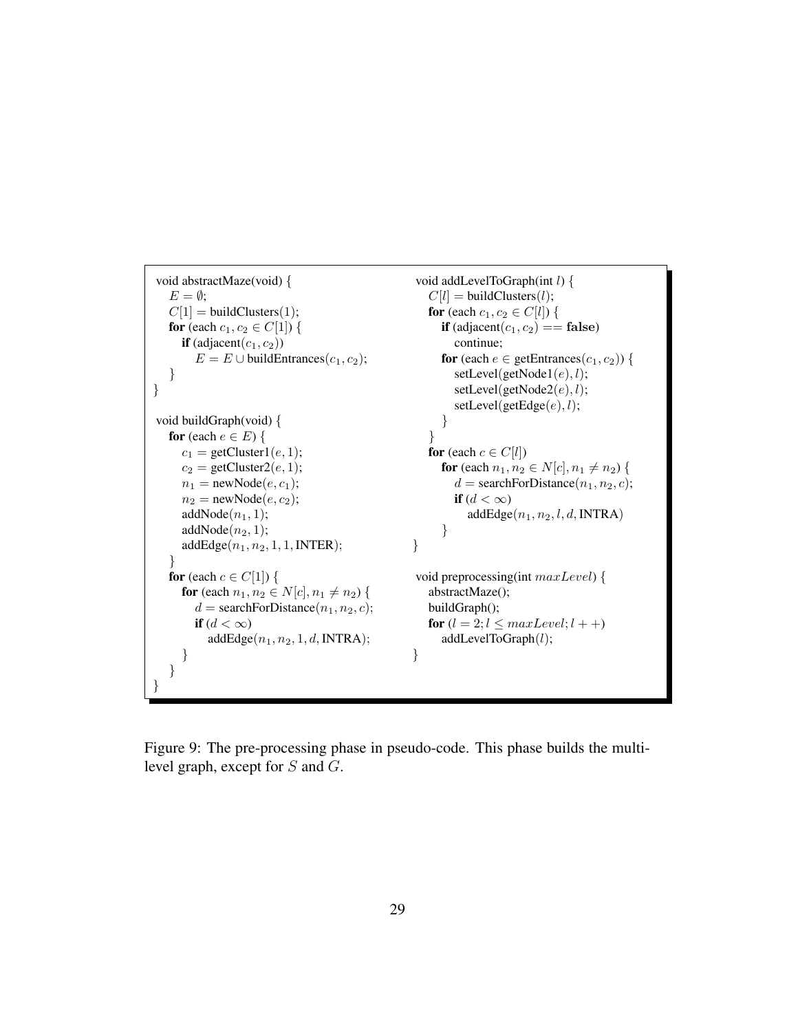```
void abstractMaze(void) {
   E = ∅;
   C[1] = buildClusters(1);
   for (each c1, c2 ∈ C[1]) {
      if (adjacent(c1, c2))
         E = E ∪ buildEntrances(c1, c2);
   }
}

void buildGraph(void) {
   for (each e ∈ E) {
      c1 = getCluster1(e, 1);
      c2 = getCluster2(e, 1);
      n1 = newNode(e, c1);
      n2 = newNode(e, c2);
      addNode(n1, 1);
      addNode(n2, 1);
      addEdge(n1, n2, 1, 1, INTER);
   }
   for (each c ∈ C[1]) {
      for (each n1, n2 ∈ N[c], n1 ≠ n2) {
         d = searchForDistance(n1, n2, c);
         if (d < ∞)
            addEdge(n1, n2, 1, d, INTRA);
      }
   }
}

void addLevelToGraph(int l) {
   C[l] = buildClusters(l);
   for (each c1, c2 ∈ C[l]) {
      if (adjacent(c1, c2) == false)
         continue;
      for (each e ∈ getEntrances(c1, c2)) {
         setLevel(getNode1(e), l);
         setLevel(getNode2(e), l);
         setLevel(getEdge(e), l);
      }
   }
   for (each c ∈ C[l])
      for (each n1, n2 ∈ N[c], n1 ≠ n2) {
         d = searchForDistance(n1, n2, c);
         if (d < ∞)
            addEdge(n1, n2, l, d, INTRA)
      }
}

void preprocessing(int maxLevel) {
   abstractMaze();
   buildGraph();
   for (l = 2; l ≤ maxLevel; l++)
      addLevelToGraph(l);
}
```

Figure 9: The pre-processing phase in pseudo-code. This phase builds the multi-level graph, except for $S$ and $G$.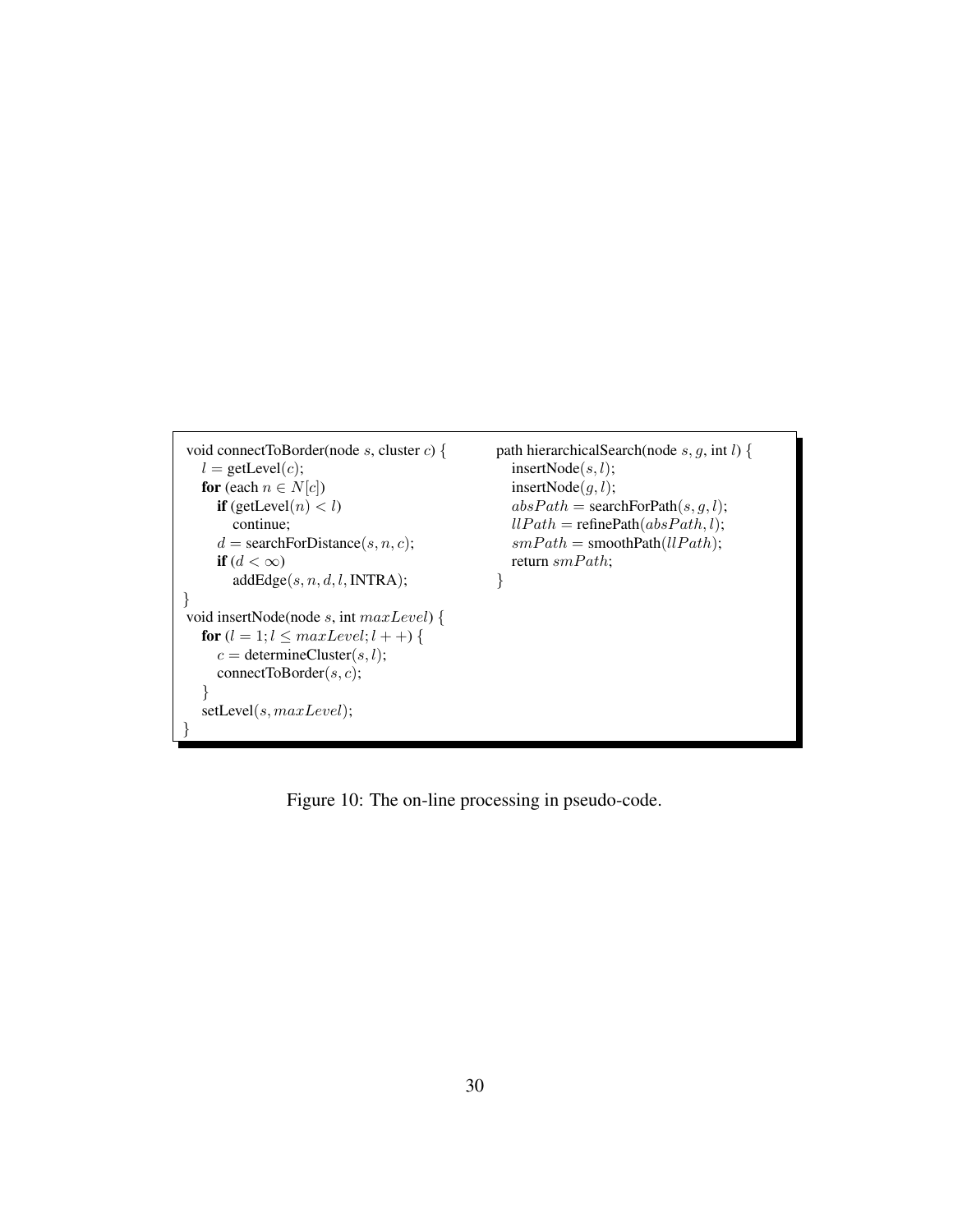```
void connectToBorder(node s, cluster c) {
    l = getLevel(c);
    for (each n ∈ N[c])
        if (getLevel(n) < l)
            continue;
        d = searchForDistance(s, n, c);
        if (d < ∞)
            addEdge(s, n, d, l, INTRA);
}
void insertNode(node s, int maxLevel) {
    for (l = 1; l ≤ maxLevel; l++) {
        c = determineCluster(s, l);
        connectToBorder(s, c);
    }
    setLevel(s, maxLevel);
}
```

```
path hierarchicalSearch(node s, g, int l) {
    insertNode(s, l);
    insertNode(g, l);
    absPath = searchForPath(s, g, l);
    llPath = refinePath(absPath, l);
    smPath = smoothPath(llPath);
    return smPath;
}
```

Figure 10: The on-line processing in pseudo-code.